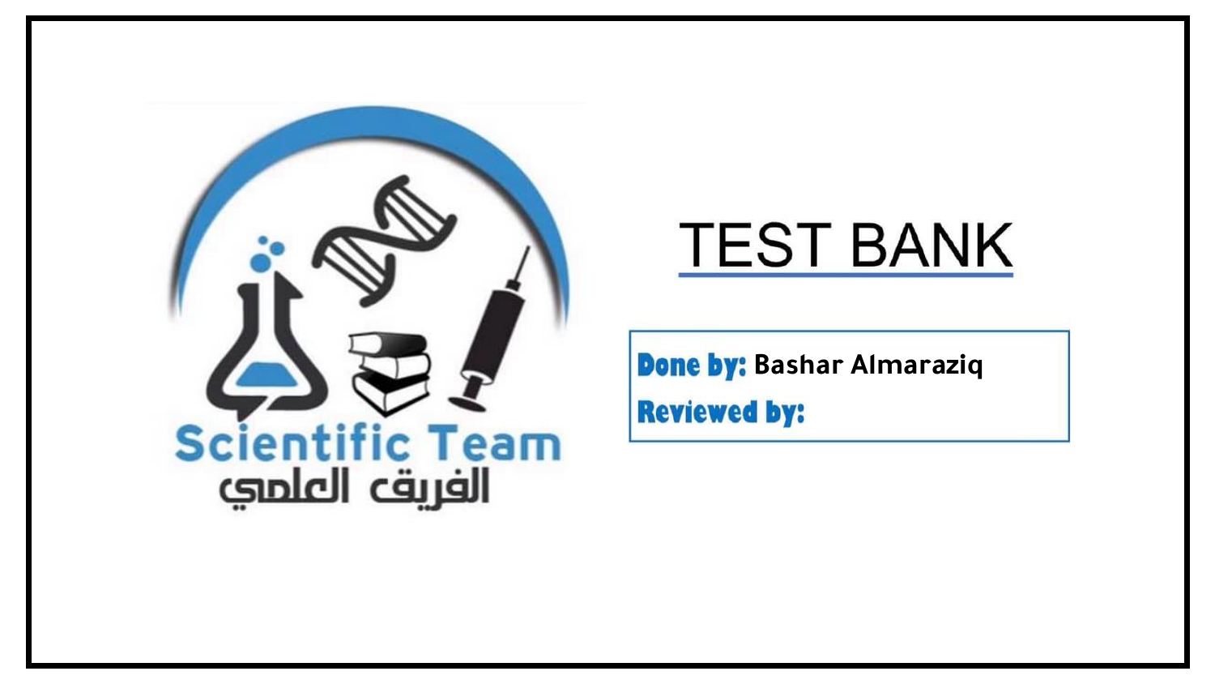Scientific Team

الفريق العلمي

# TEST BANK

**Done by:** Bashar Almaraziq

**Reviewed by:**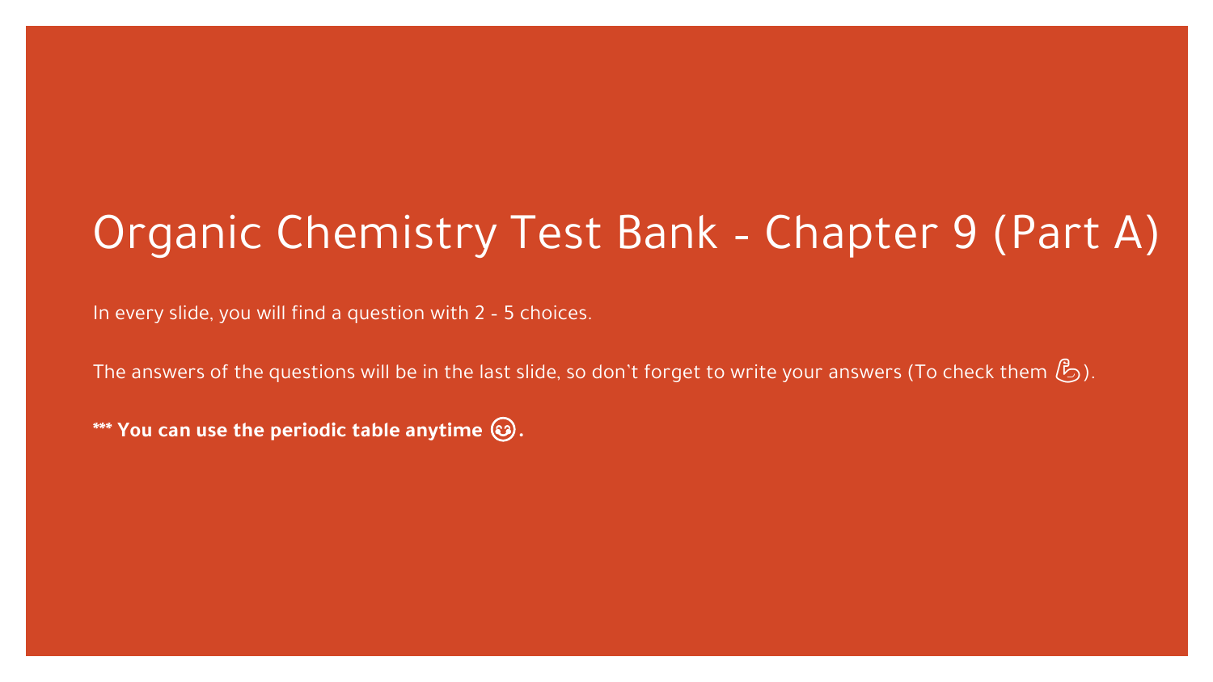# Organic Chemistry Test Bank - Chapter 9 (Part A)

In every slide, you will find a question with 2 - 5 choices.

The answers of the questions will be in the last slide, so don't forget to write your answers (To check them 💪).

*** **You can use the periodic table anytime 😊.**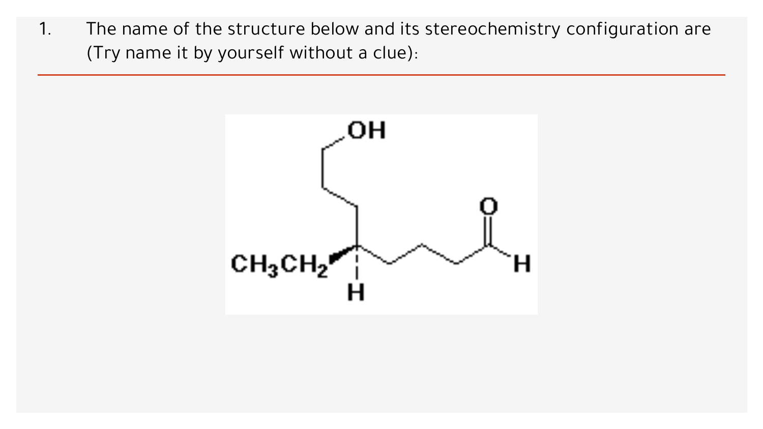1. The name of the structure below and its stereochemistry configuration are (Try name it by yourself without a clue):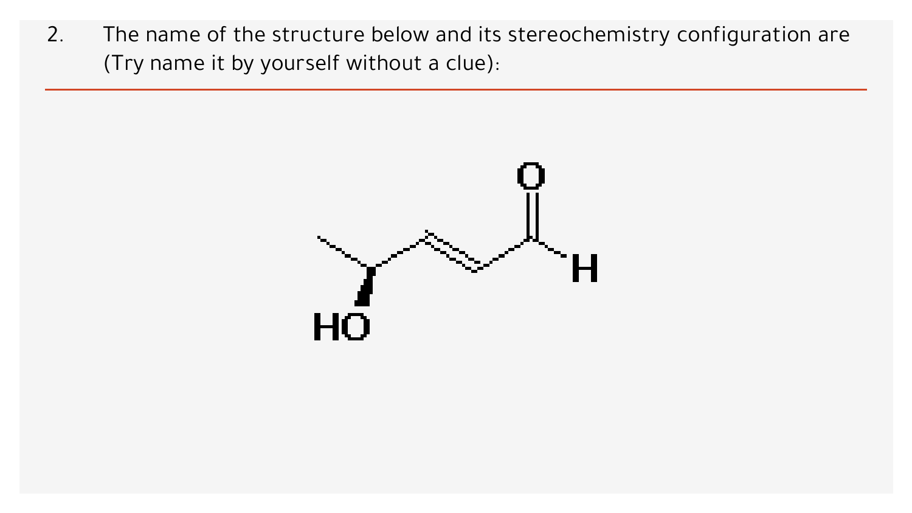2. The name of the structure below and its stereochemistry configuration are (Try name it by yourself without a clue):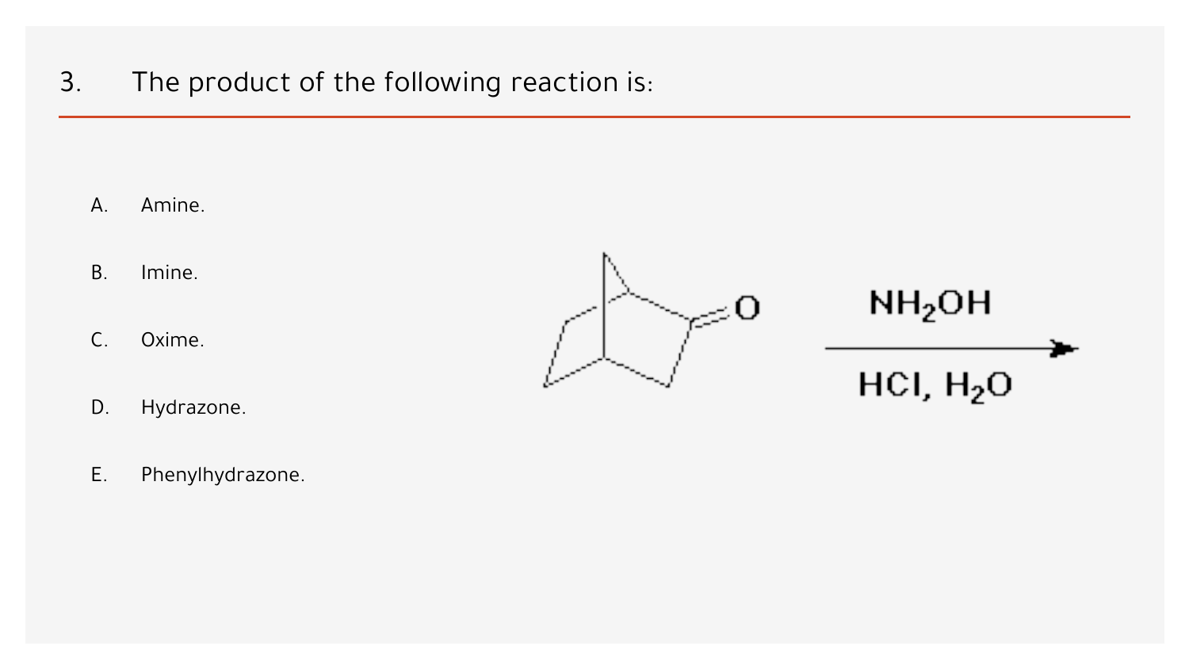3. The product of the following reaction is:

A. Amine.

B. Imine.

C. Oxime.

D. Hydrazone.

E. Phenylhydrazone.

$NH_2OH$

$HCl, H_2O$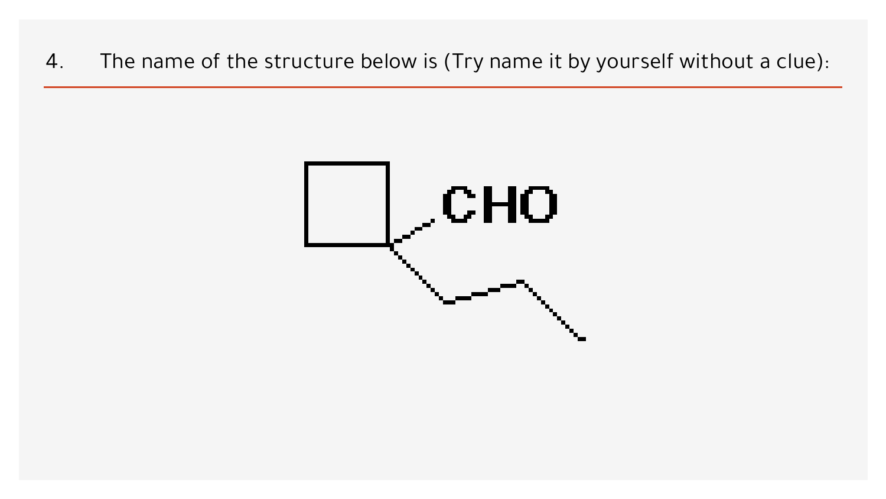4. The name of the structure below is (Try name it by yourself without a clue):

CHO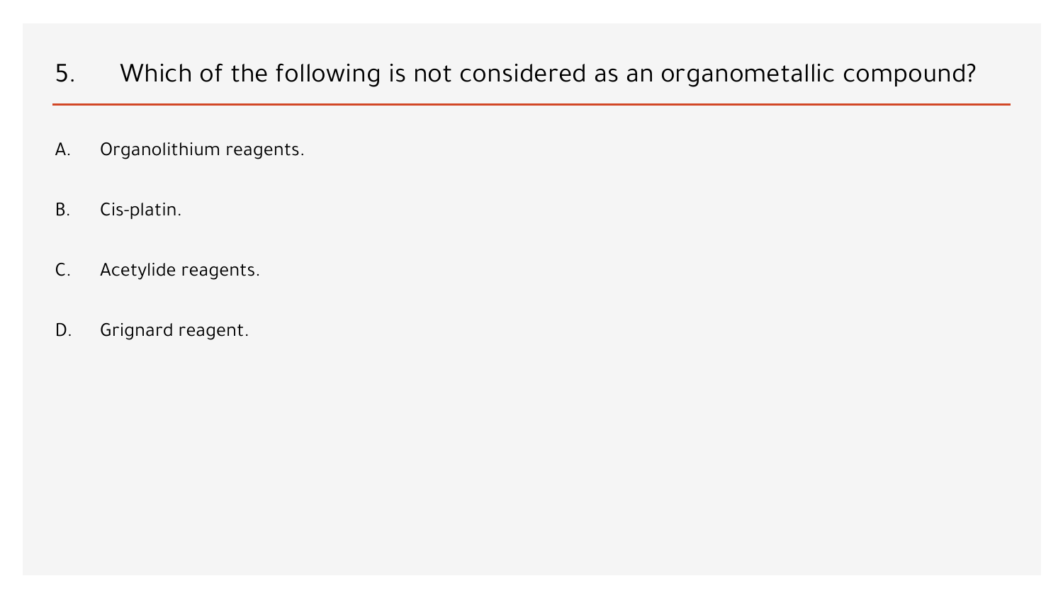## 5. Which of the following is not considered as an organometallic compound?

A. Organolithium reagents.

B. Cis-platin.

C. Acetylide reagents.

D. Grignard reagent.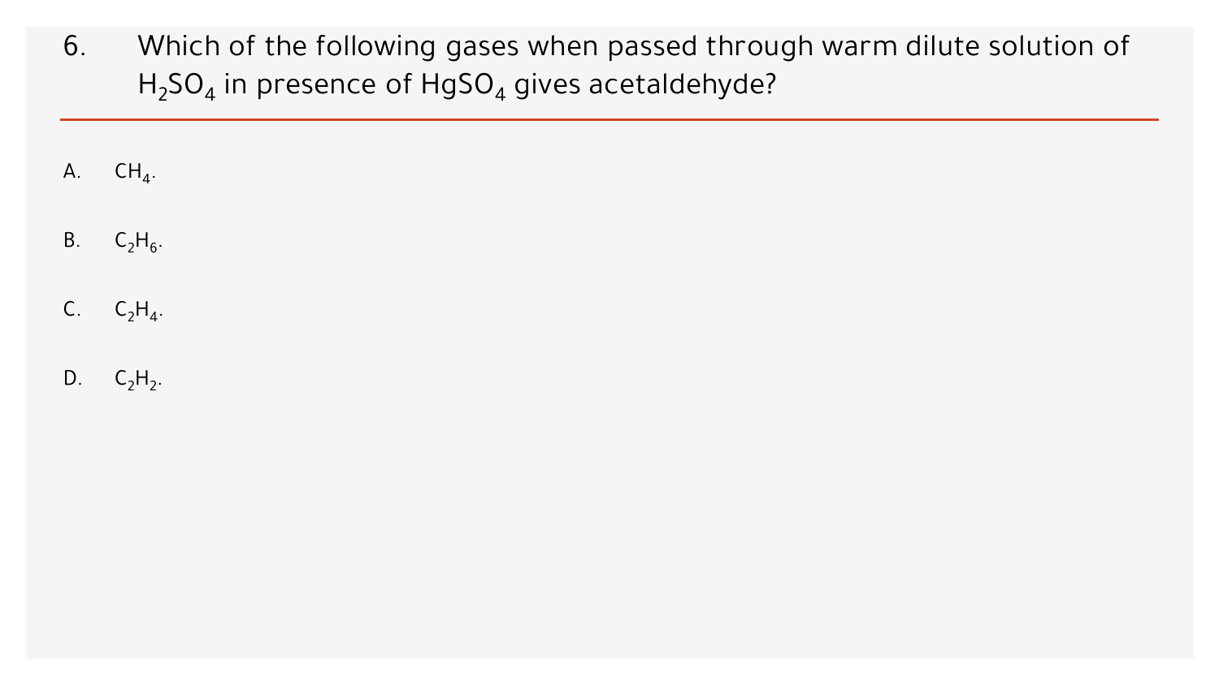6. Which of the following gases when passed through warm dilute solution of $H_2SO_4$ in presence of $HgSO_4$ gives acetaldehyde?

A. $CH_4$.

B. $C_2H_6$.

C. $C_2H_4$.

D. $C_2H_2$.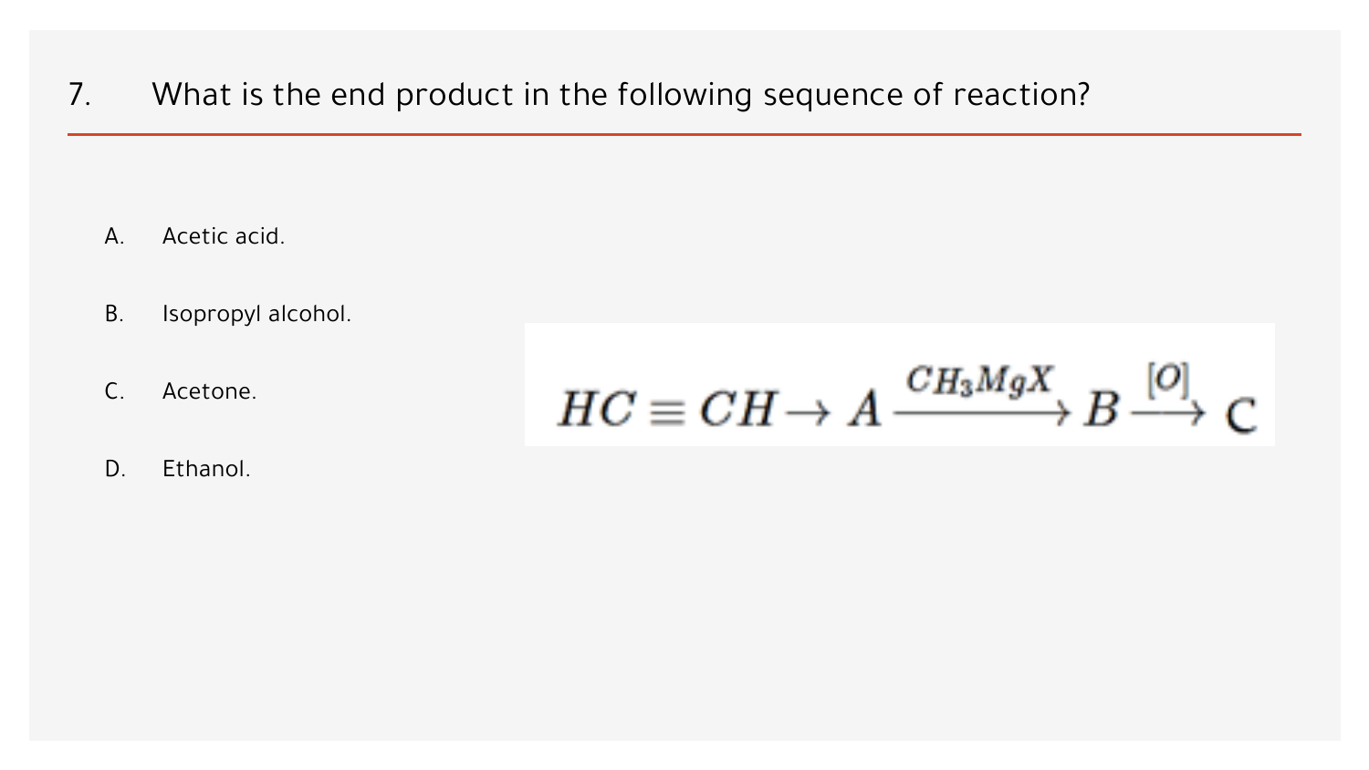## 7. What is the end product in the following sequence of reaction?

$$HC \equiv CH \rightarrow A \xrightarrow{CH_3MgX} B \xrightarrow{[O]} C$$

A. Acetic acid.

B. Isopropyl alcohol.

C. Acetone.

D. Ethanol.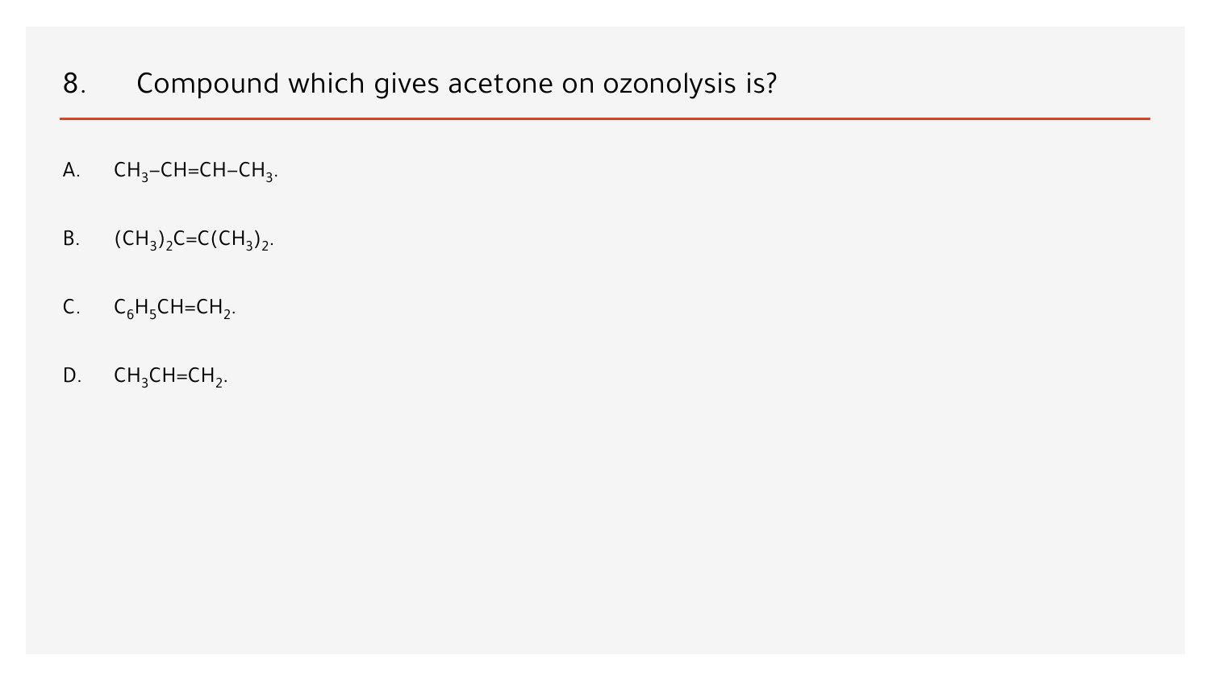8. Compound which gives acetone on ozonolysis is?

A. $CH_3{-}CH{=}CH{-}CH_3$.

B. $(CH_3)_2C{=}C(CH_3)_2$.

C. $C_6H_5CH{=}CH_2$.

D. $CH_3CH{=}CH_2$.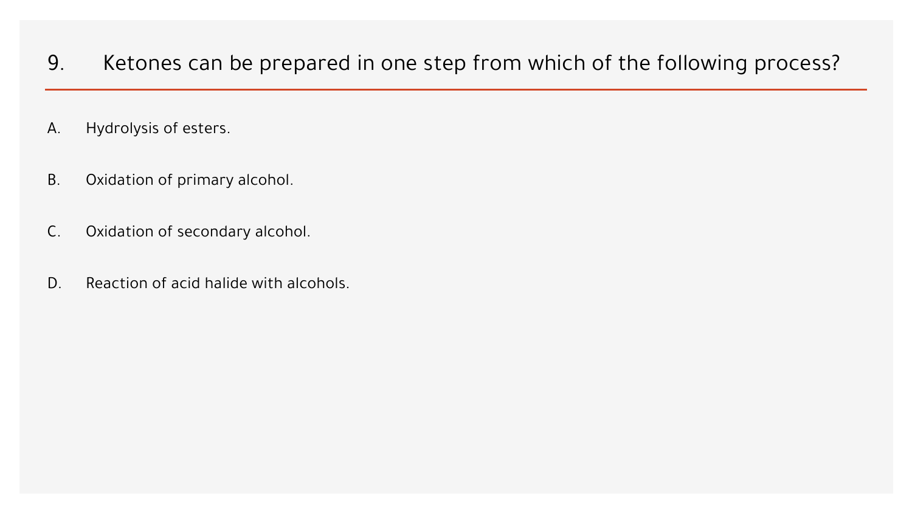## 9. Ketones can be prepared in one step from which of the following process?

A. Hydrolysis of esters.

B. Oxidation of primary alcohol.

C. Oxidation of secondary alcohol.

D. Reaction of acid halide with alcohols.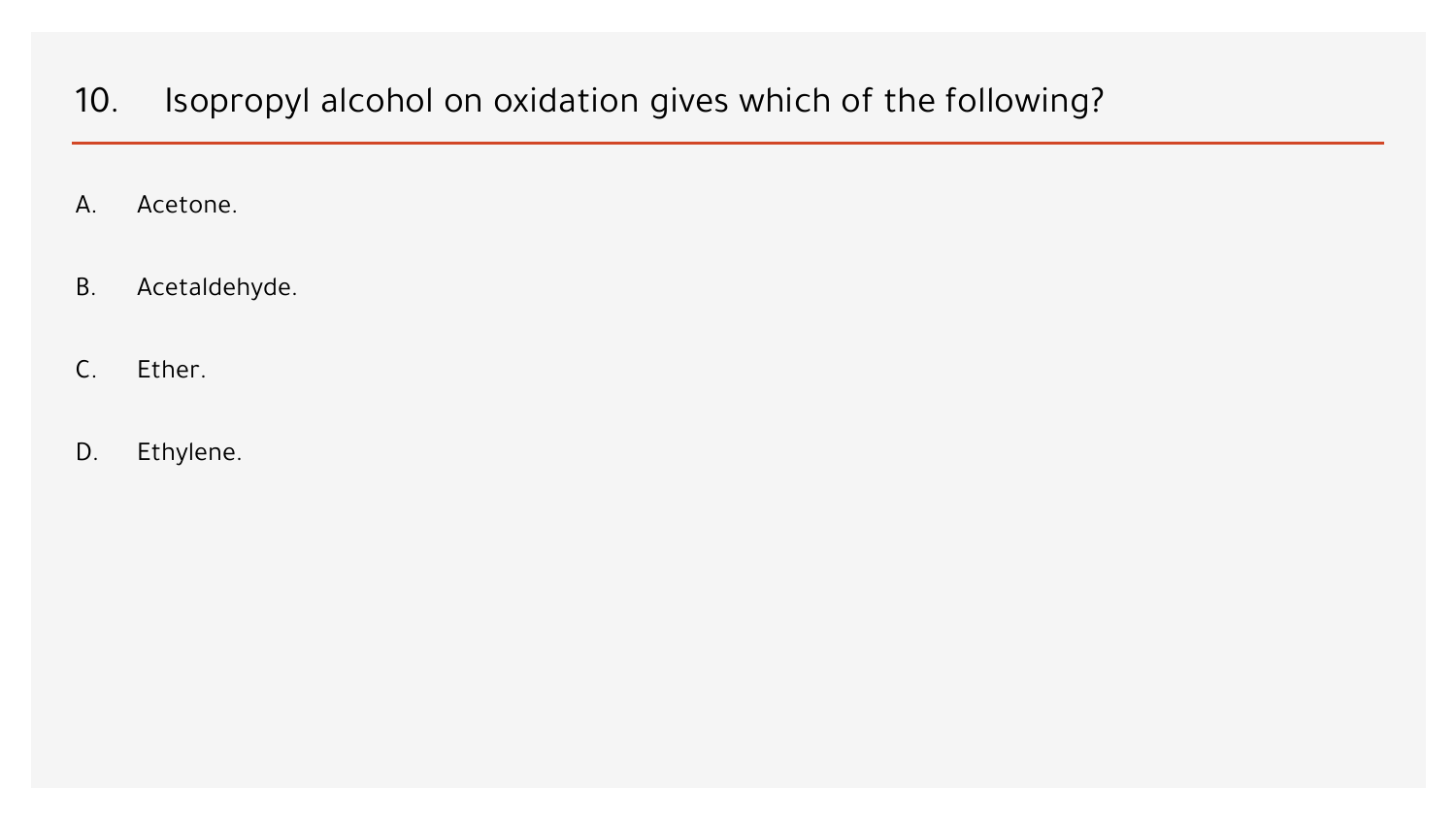## 10. Isopropyl alcohol on oxidation gives which of the following?

A. Acetone.

B. Acetaldehyde.

C. Ether.

D. Ethylene.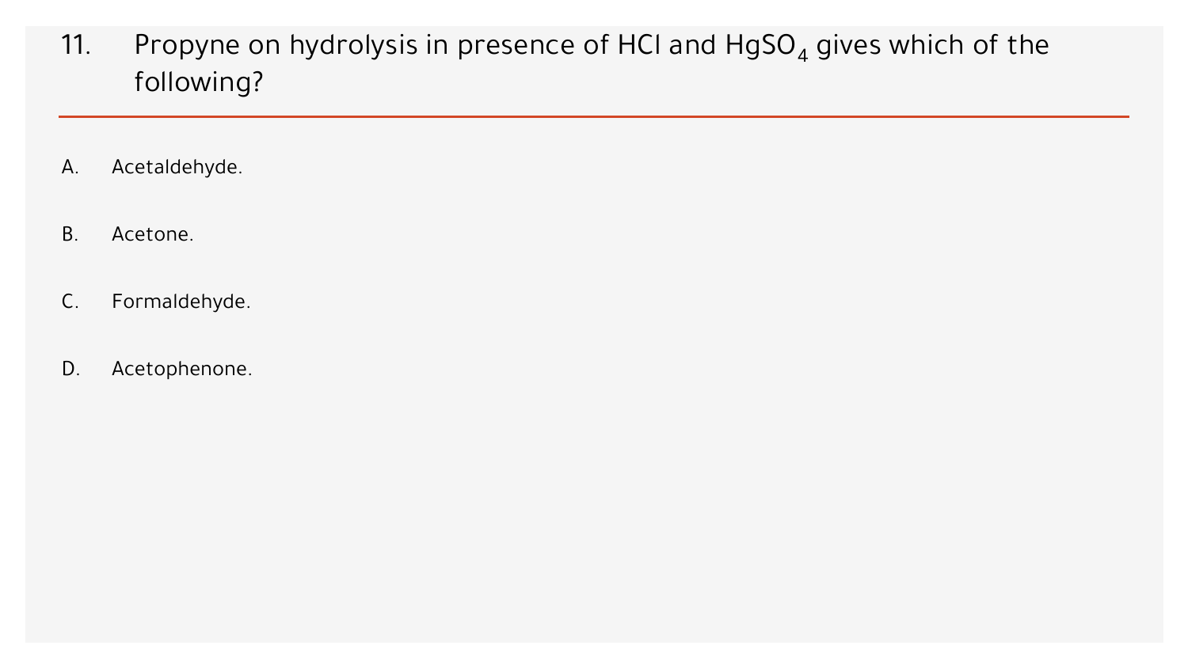11. Propyne on hydrolysis in presence of HCl and $HgSO_4$ gives which of the following?

A. Acetaldehyde.

B. Acetone.

C. Formaldehyde.

D. Acetophenone.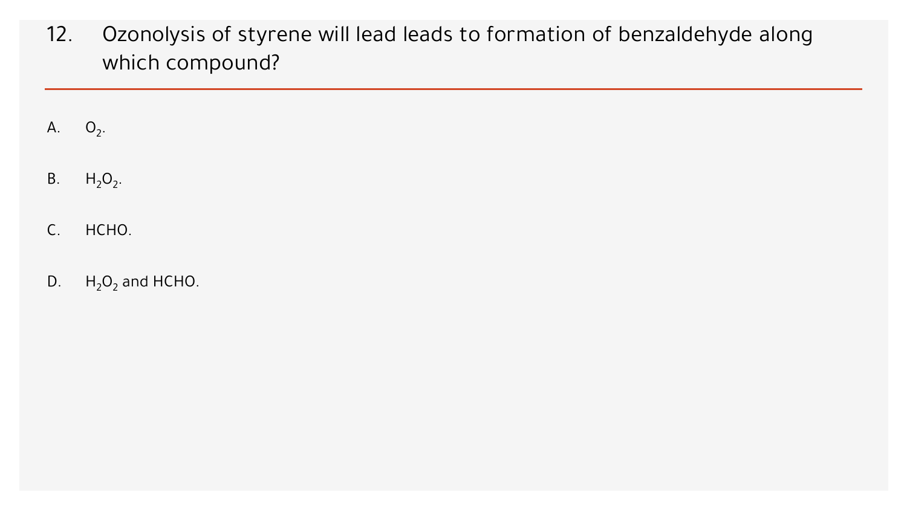12. Ozonolysis of styrene will lead leads to formation of benzaldehyde along which compound?

A. $O_2$.

B. $H_2O_2$.

C. HCHO.

D. $H_2O_2$ and HCHO.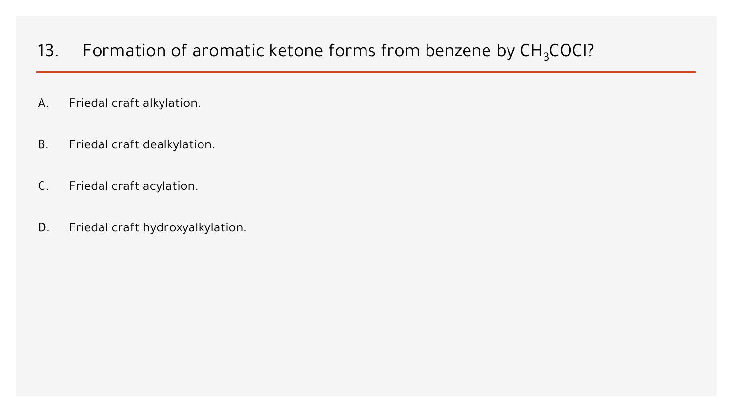## 13. Formation of aromatic ketone forms from benzene by $CH_3COCl$?

A. Friedal craft alkylation.

B. Friedal craft dealkylation.

C. Friedal craft acylation.

D. Friedal craft hydroxyalkylation.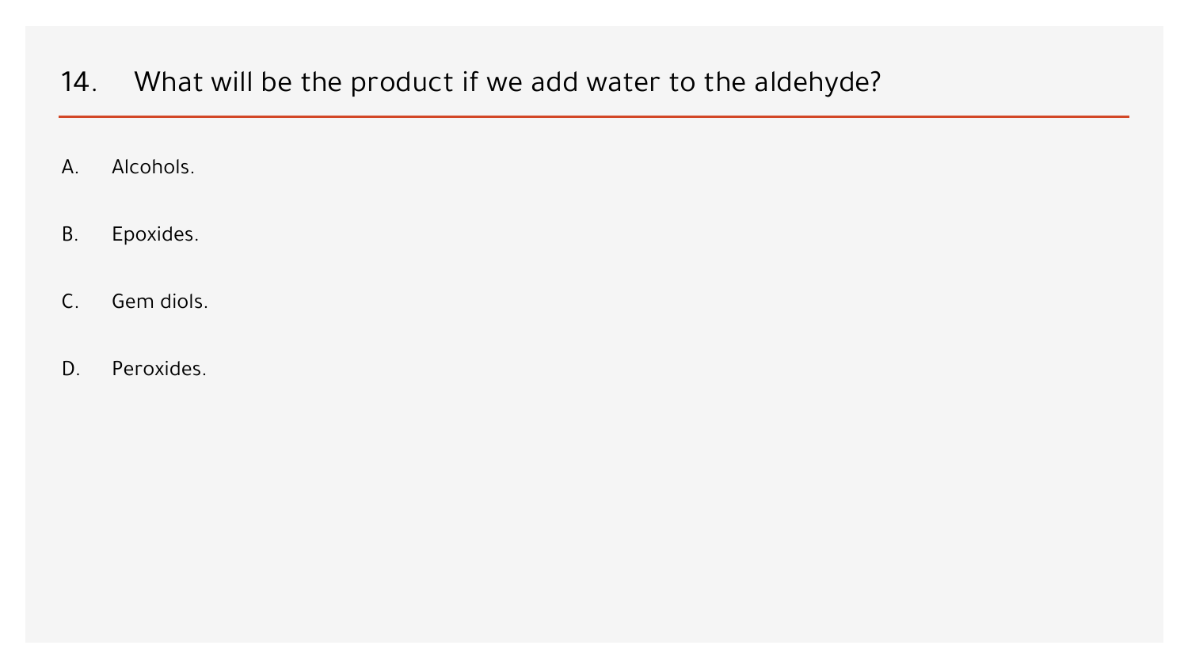## 14. What will be the product if we add water to the aldehyde?

A. Alcohols.

B. Epoxides.

C. Gem diols.

D. Peroxides.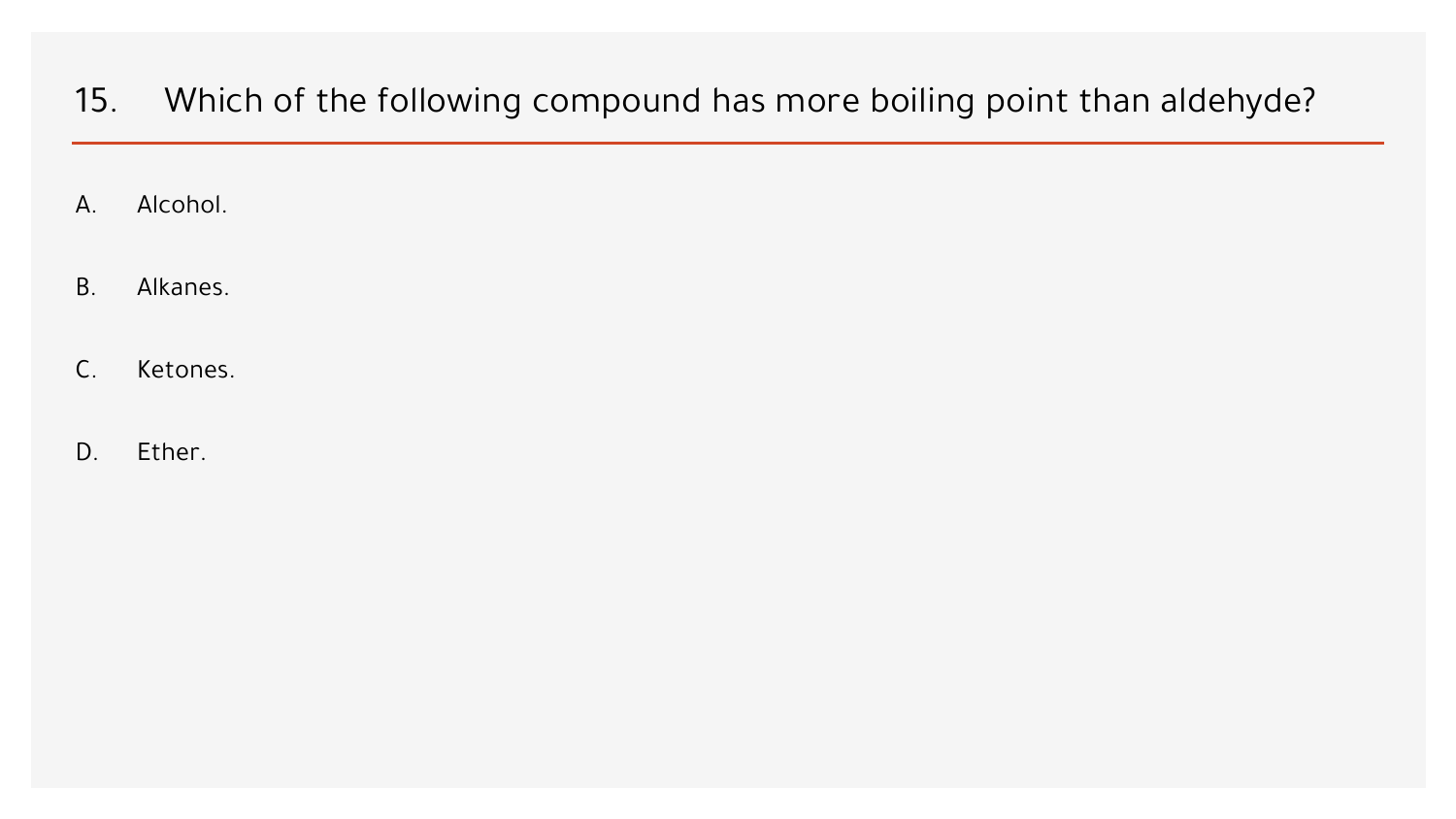## 15. Which of the following compound has more boiling point than aldehyde?

A. Alcohol.

B. Alkanes.

C. Ketones.

D. Ether.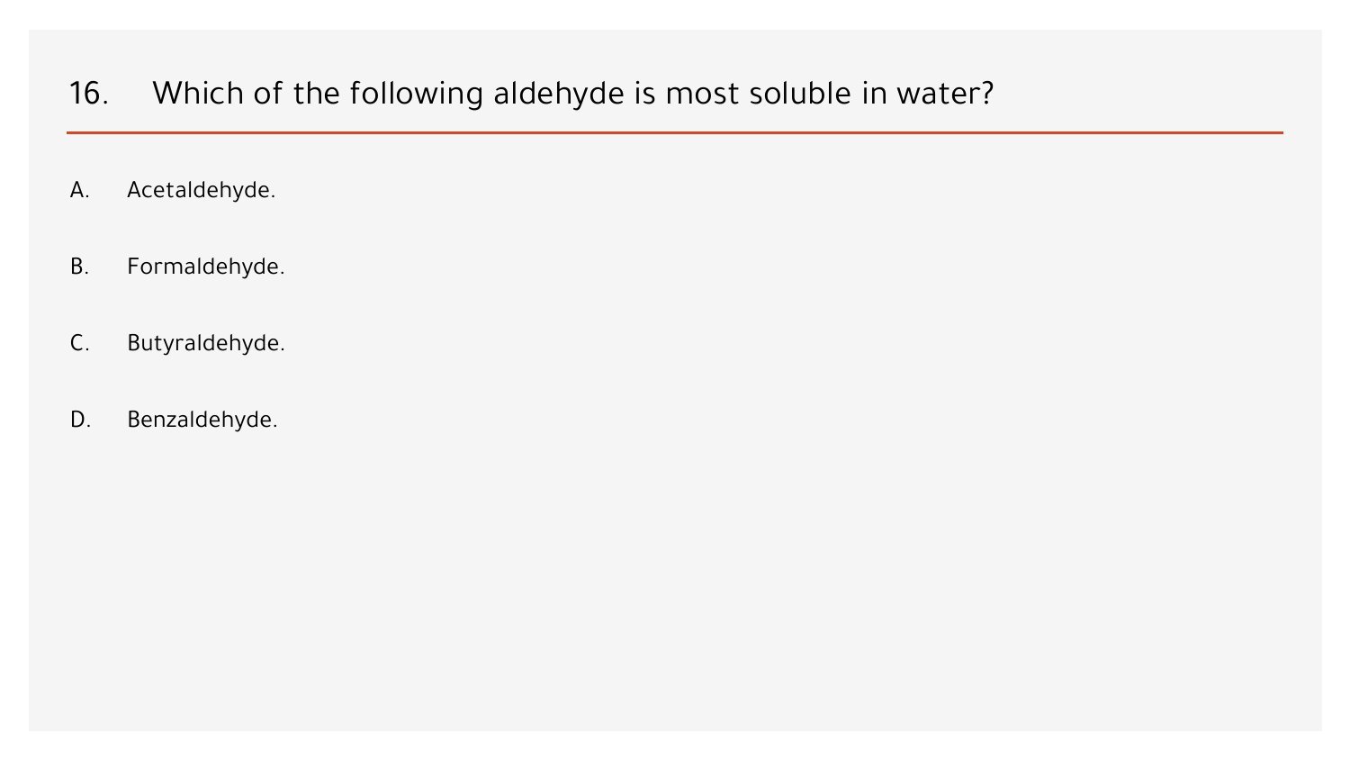## 16. Which of the following aldehyde is most soluble in water?

A. Acetaldehyde.

B. Formaldehyde.

C. Butyraldehyde.

D. Benzaldehyde.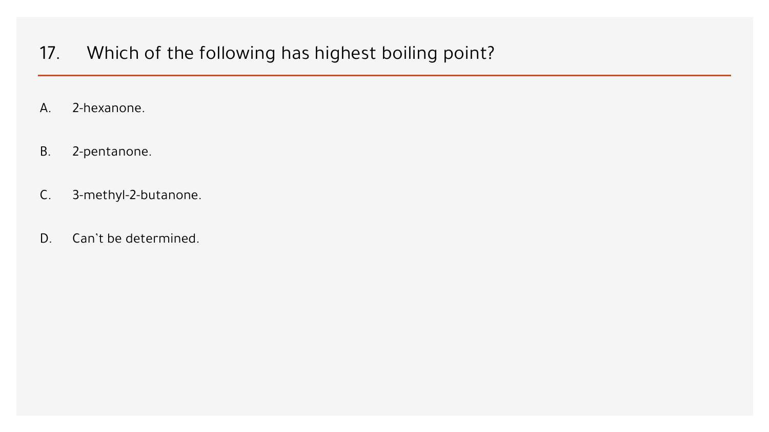## 17. Which of the following has highest boiling point?

A. 2-hexanone.

B. 2-pentanone.

C. 3-methyl-2-butanone.

D. Can't be determined.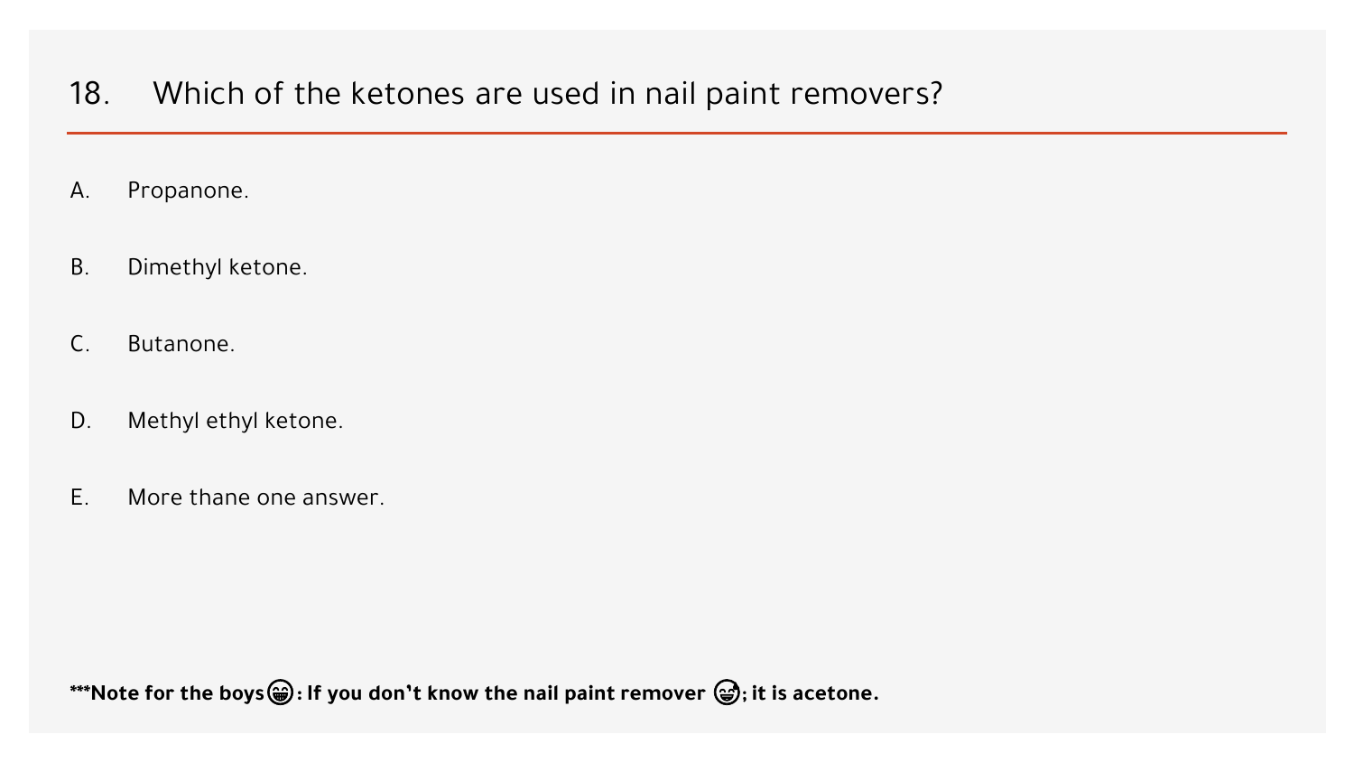## 18. Which of the ketones are used in nail paint removers?

A. Propanone.

B. Dimethyl ketone.

C. Butanone.

D. Methyl ethyl ketone.

E. More thane one answer.

**\*\*\*Note for the boys😁: If you don't know the nail paint remover 😅; it is acetone.**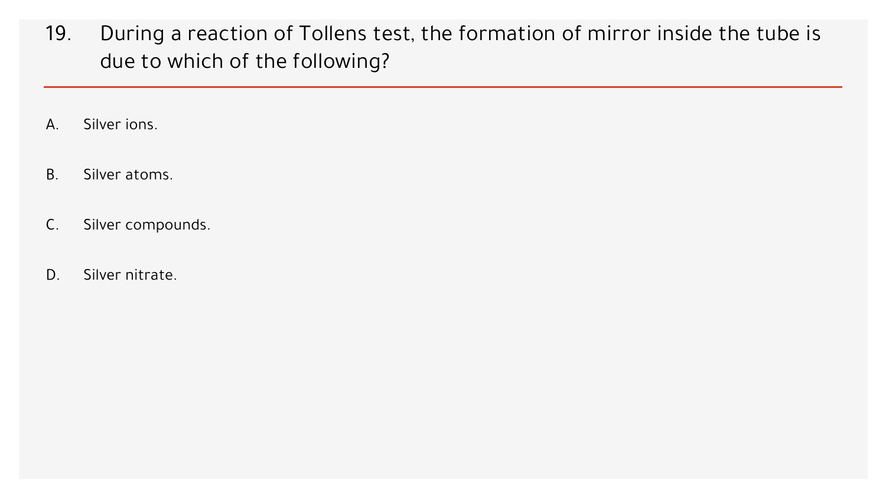19. During a reaction of Tollens test, the formation of mirror inside the tube is due to which of the following?

A. Silver ions.

B. Silver atoms.

C. Silver compounds.

D. Silver nitrate.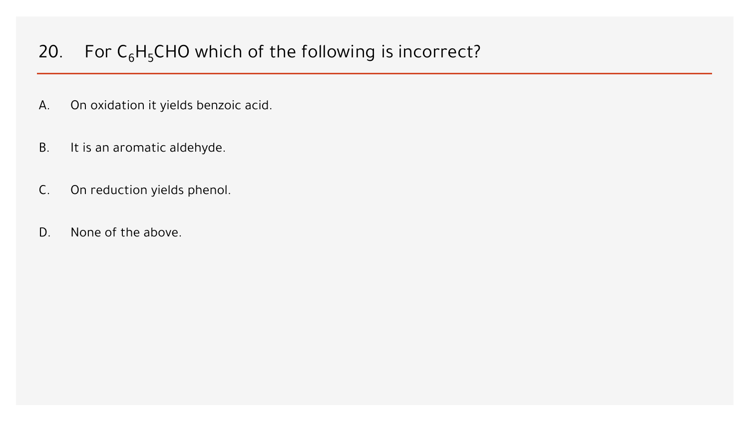## 20. For $C_6H_5CHO$ which of the following is incorrect?

A. On oxidation it yields benzoic acid.

B. It is an aromatic aldehyde.

C. On reduction yields phenol.

D. None of the above.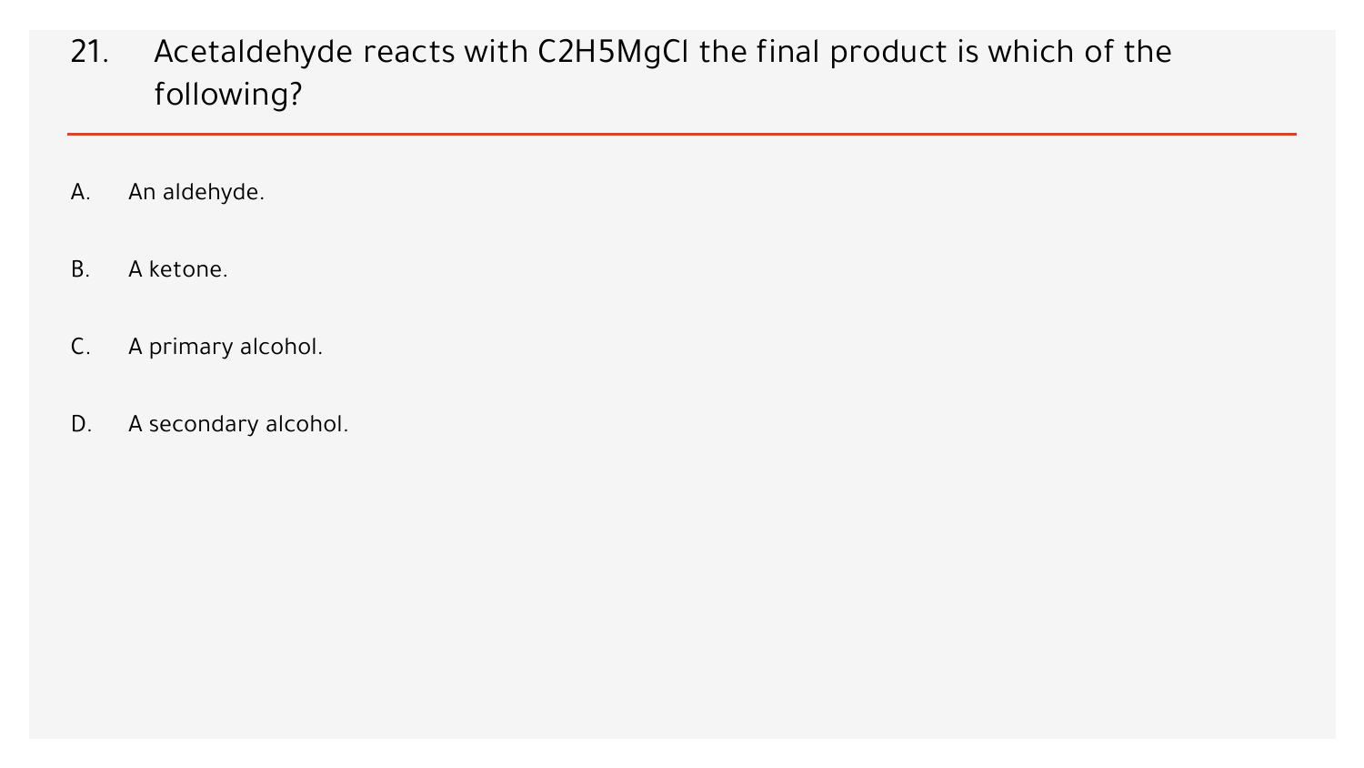21. Acetaldehyde reacts with $C_2H_5MgCl$ the final product is which of the following?

A. An aldehyde.

B. A ketone.

C. A primary alcohol.

D. A secondary alcohol.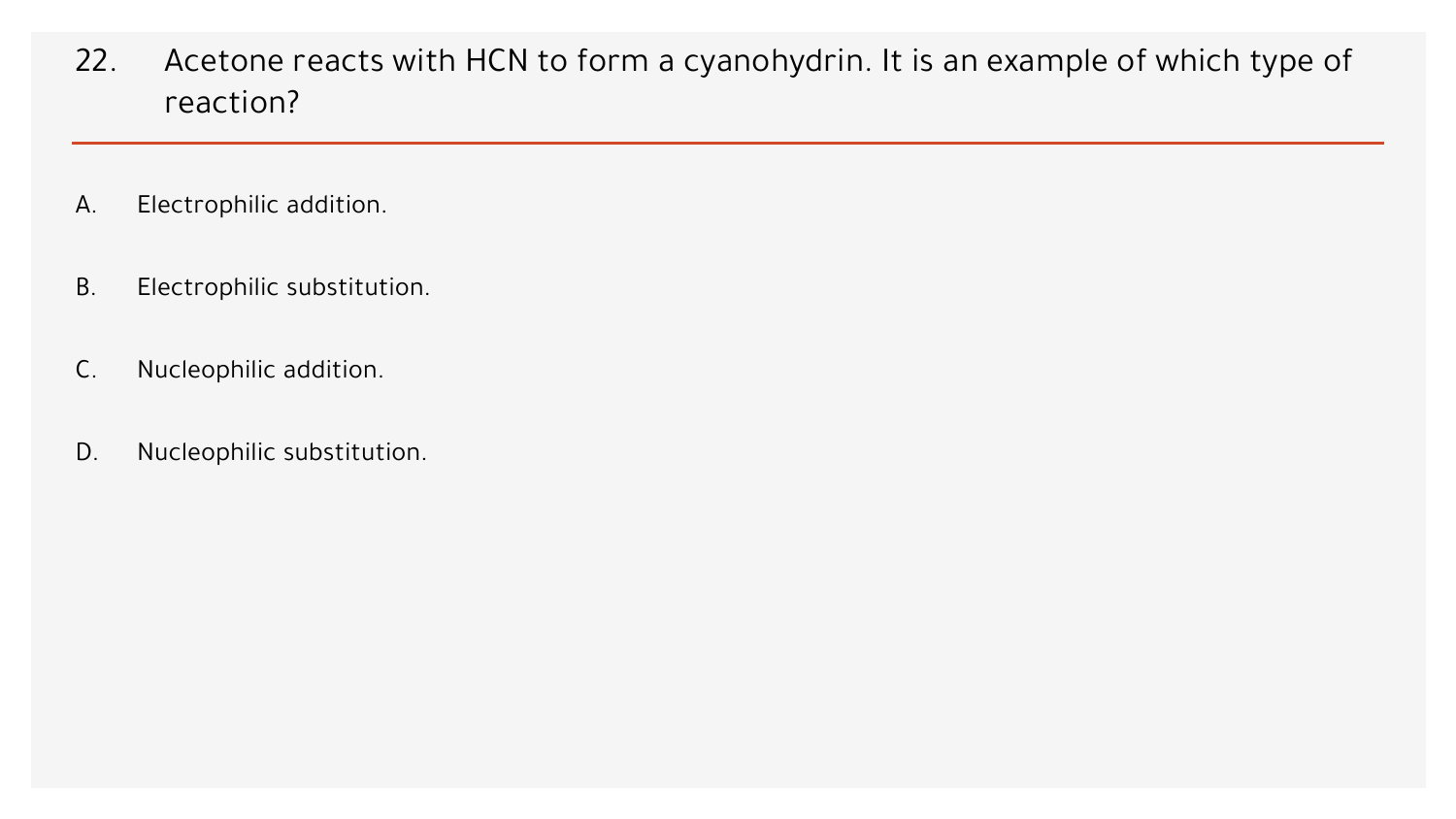22. Acetone reacts with HCN to form a cyanohydrin. It is an example of which type of reaction?

A. Electrophilic addition.

B. Electrophilic substitution.

C. Nucleophilic addition.

D. Nucleophilic substitution.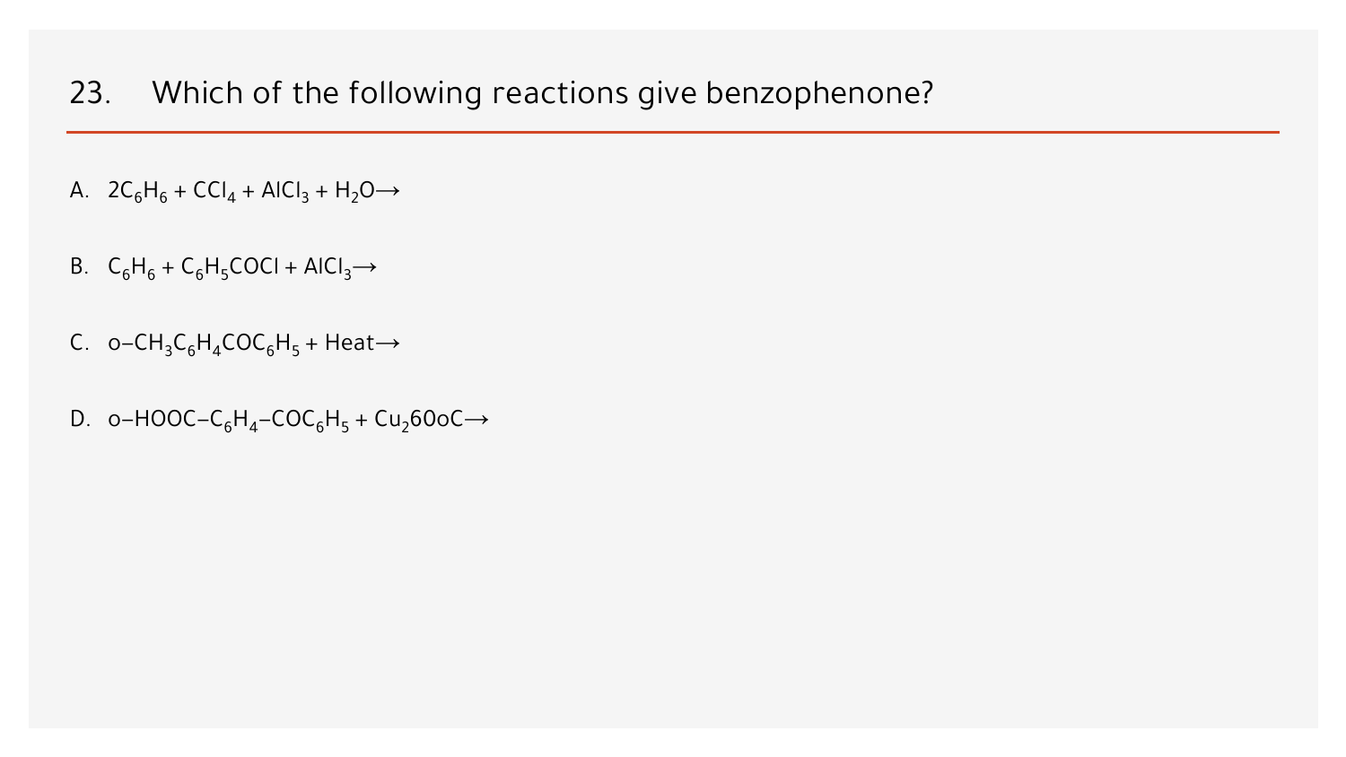## 23. Which of the following reactions give benzophenone?

A. $2C_6H_6 + CCl_4 + AlCl_3 + H_2O \rightarrow$

B. $C_6H_6 + C_6H_5COCl + AlCl_3 \rightarrow$

C. o–$CH_3C_6H_4COC_6H_5$ + Heat$\rightarrow$

D. o–$HOOC–C_6H_4–COC_6H_5 + Cu_2$60oC$\rightarrow$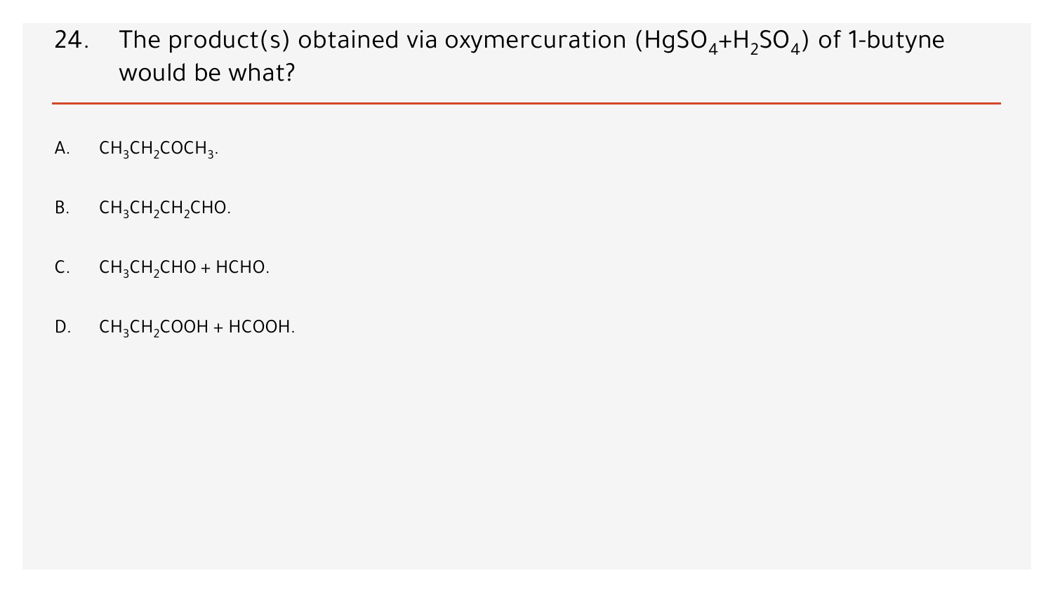24. The product(s) obtained via oxymercuration ($HgSO_4$+$H_2SO_4$) of 1-butyne would be what?

A. $CH_3CH_2COCH_3$.

B. $CH_3CH_2CH_2CHO$.

C. $CH_3CH_2CHO + HCHO$.

D. $CH_3CH_2COOH + HCOOH$.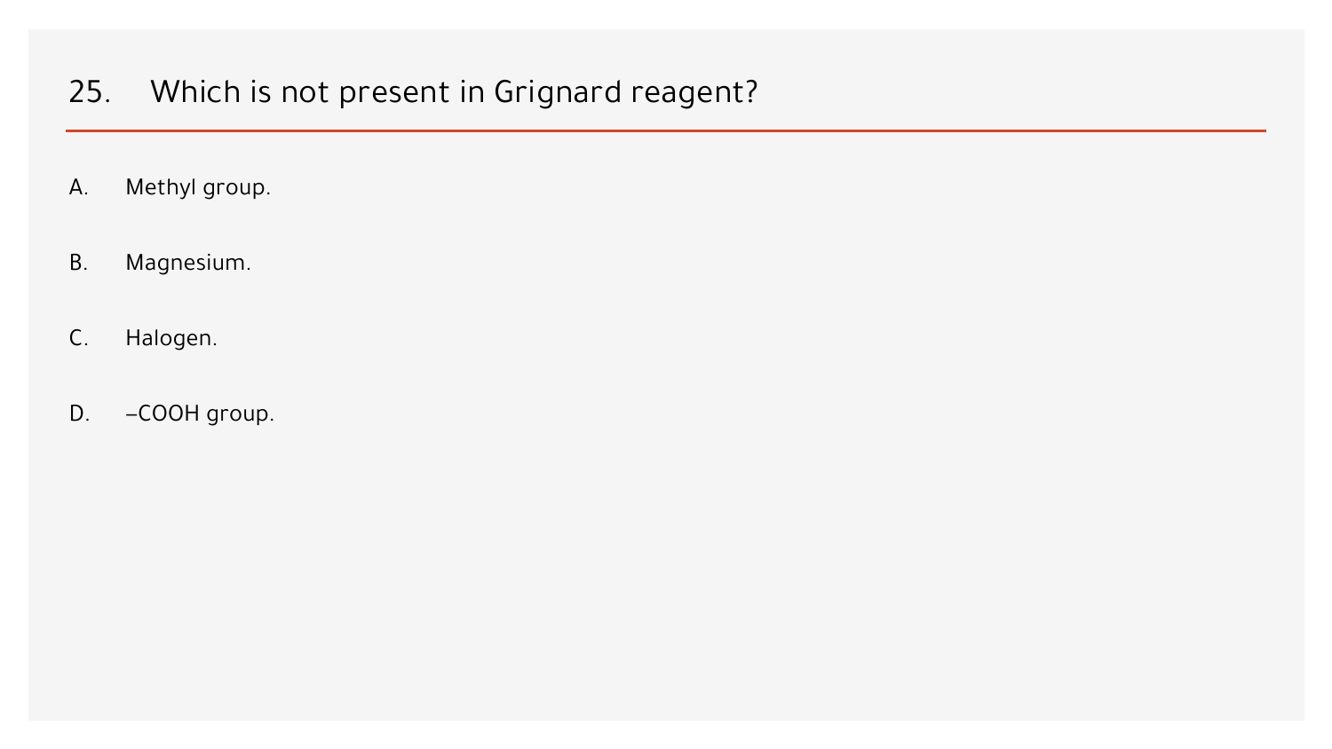## 25. Which is not present in Grignard reagent?

A. Methyl group.

B. Magnesium.

C. Halogen.

D. –COOH group.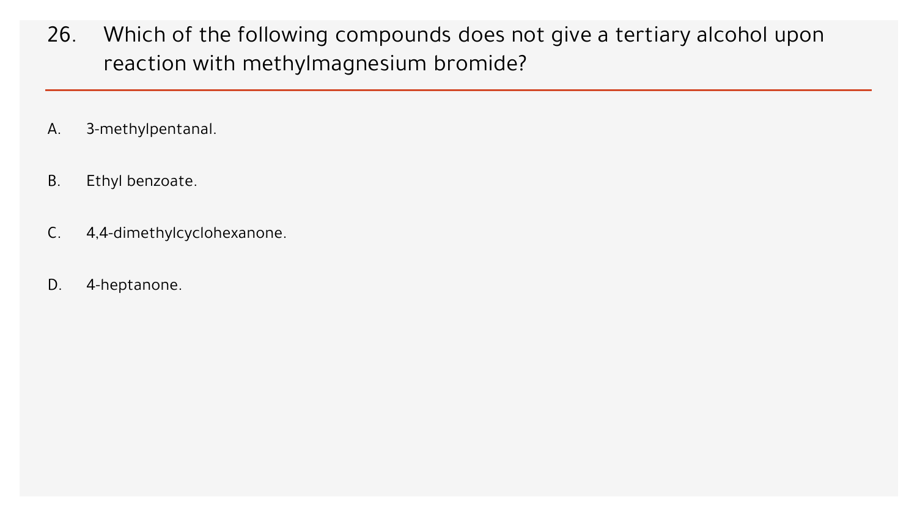26. Which of the following compounds does not give a tertiary alcohol upon reaction with methylmagnesium bromide?

A. 3-methylpentanal.

B. Ethyl benzoate.

C. 4,4-dimethylcyclohexanone.

D. 4-heptanone.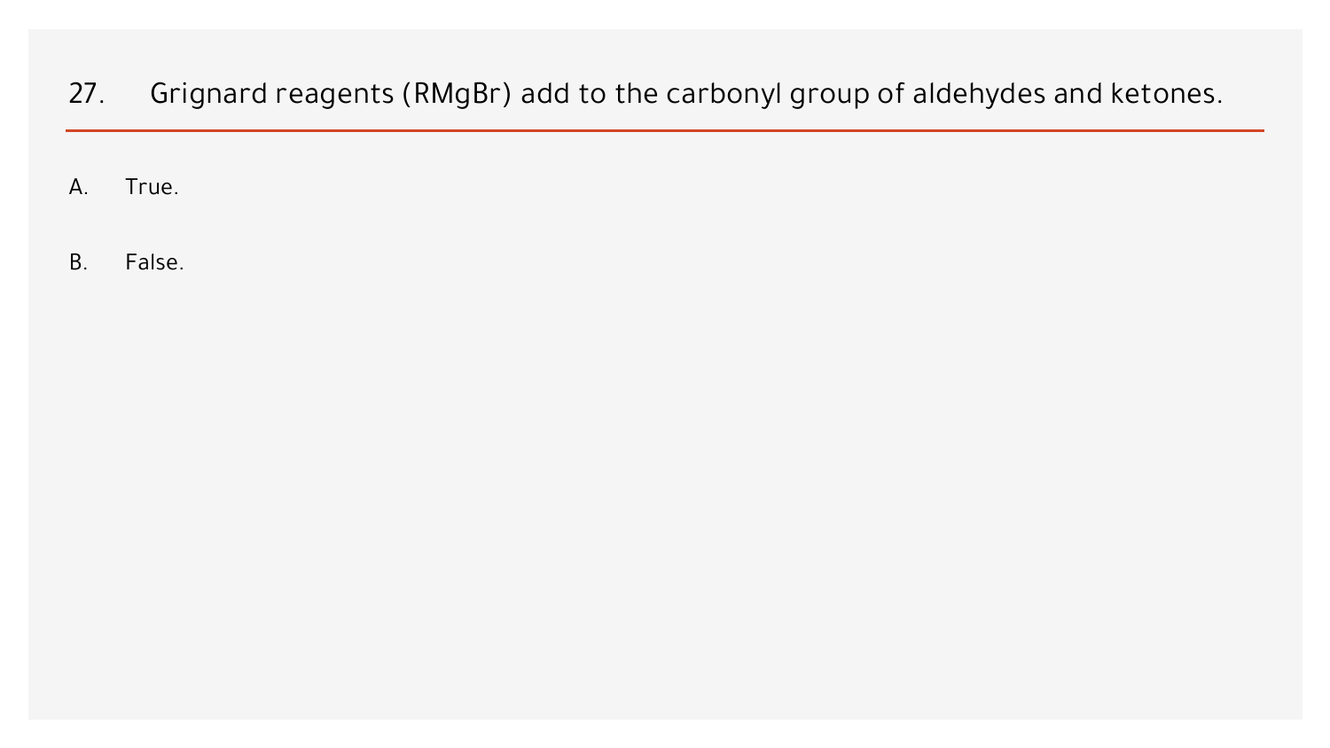27. Grignard reagents (RMgBr) add to the carbonyl group of aldehydes and ketones.

A. True.

B. False.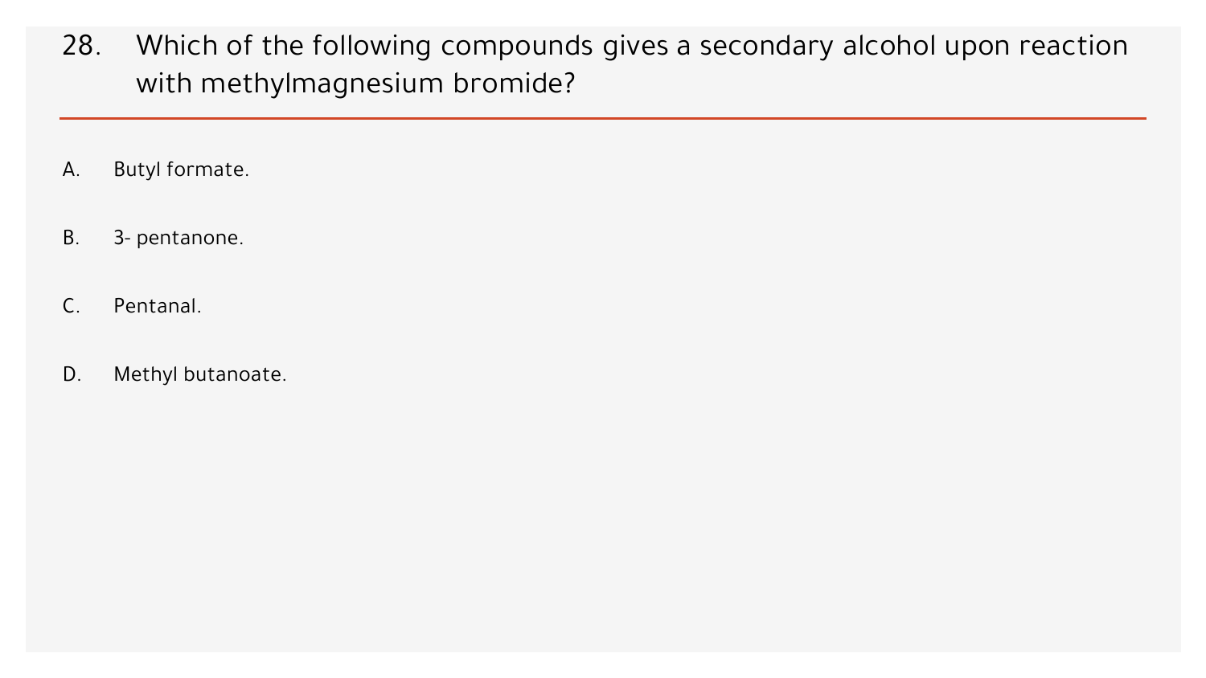28. Which of the following compounds gives a secondary alcohol upon reaction with methylmagnesium bromide?

A. Butyl formate.

B. 3- pentanone.

C. Pentanal.

D. Methyl butanoate.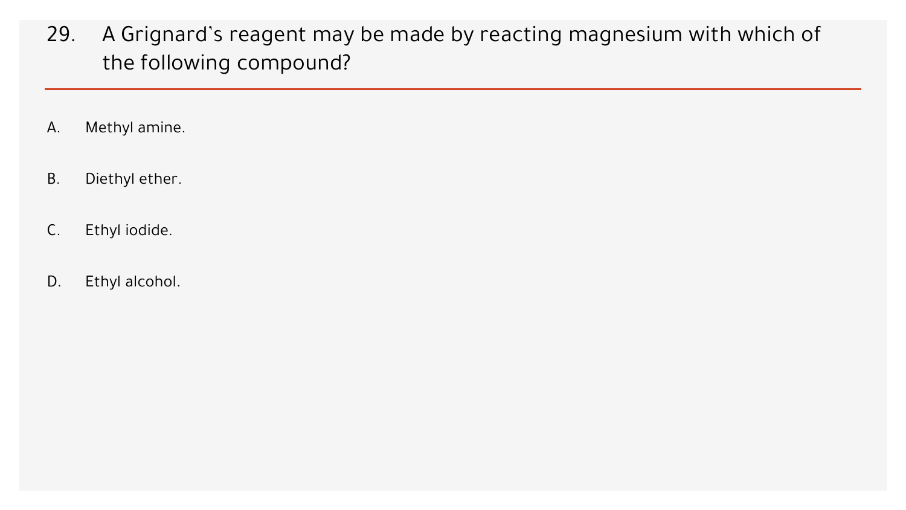29. A Grignard`s reagent may be made by reacting magnesium with which of the following compound?

A. Methyl amine.

B. Diethyl ether.

C. Ethyl iodide.

D. Ethyl alcohol.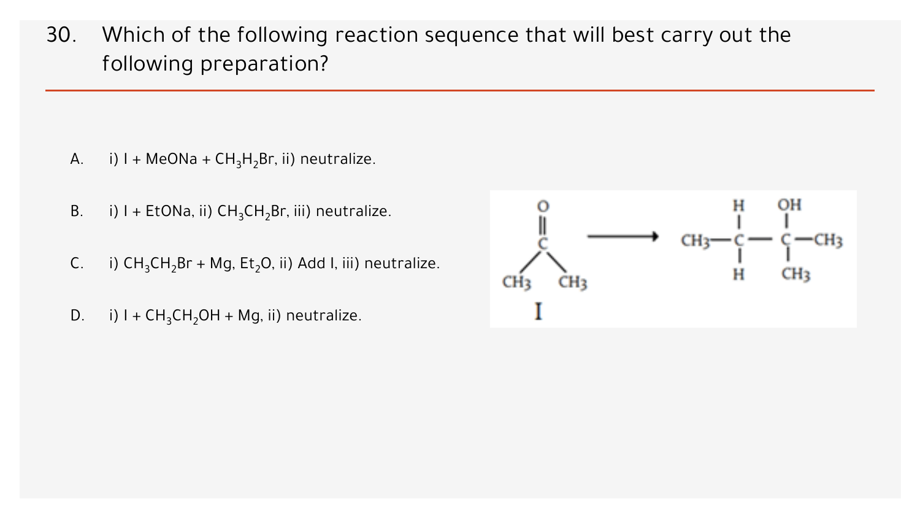30. Which of the following reaction sequence that will best carry out the following preparation?

A. i) I + MeONa + $CH_3H_2Br$, ii) neutralize.

B. i) I + EtONa, ii) $CH_3CH_2Br$, iii) neutralize.

C. i) $CH_3CH_2Br$ + Mg, $Et_2O$, ii) Add I, iii) neutralize.

D. i) I + $CH_3CH_2OH$ + Mg, ii) neutralize.

$$\underset{\textbf{I}}{CH_3-\overset{\overset{\large O}{\|}}{C}-CH_3} \longrightarrow CH_3-\overset{\overset{\large H}{|}}{\underset{\underset{\large H}{|}}{C}}-\overset{\overset{\large OH}{|}}{\underset{\underset{\large CH_3}{|}}{C}}-CH_3$$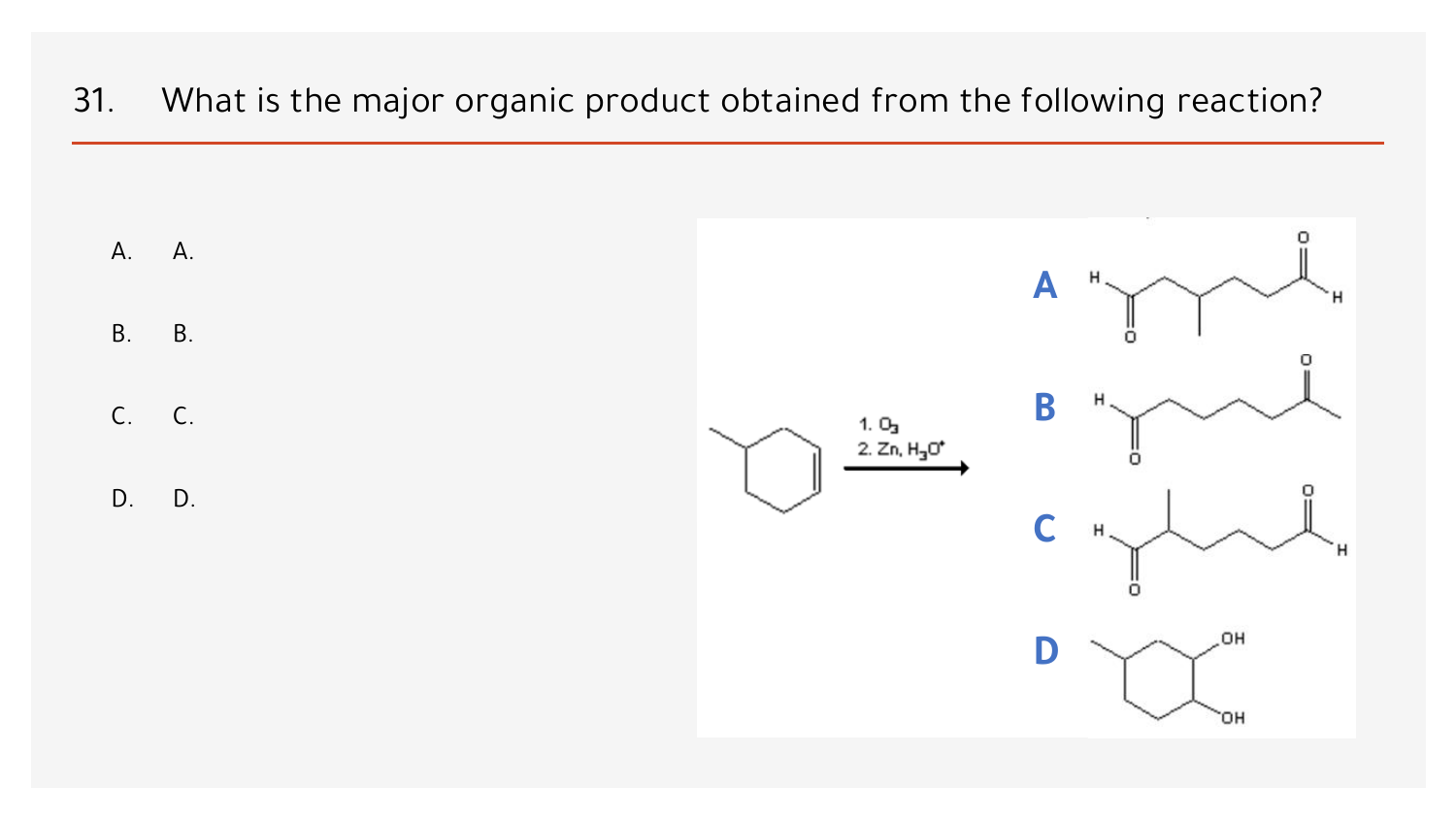31. What is the major organic product obtained from the following reaction?

A. A.

B. B.

C. C.

D. D.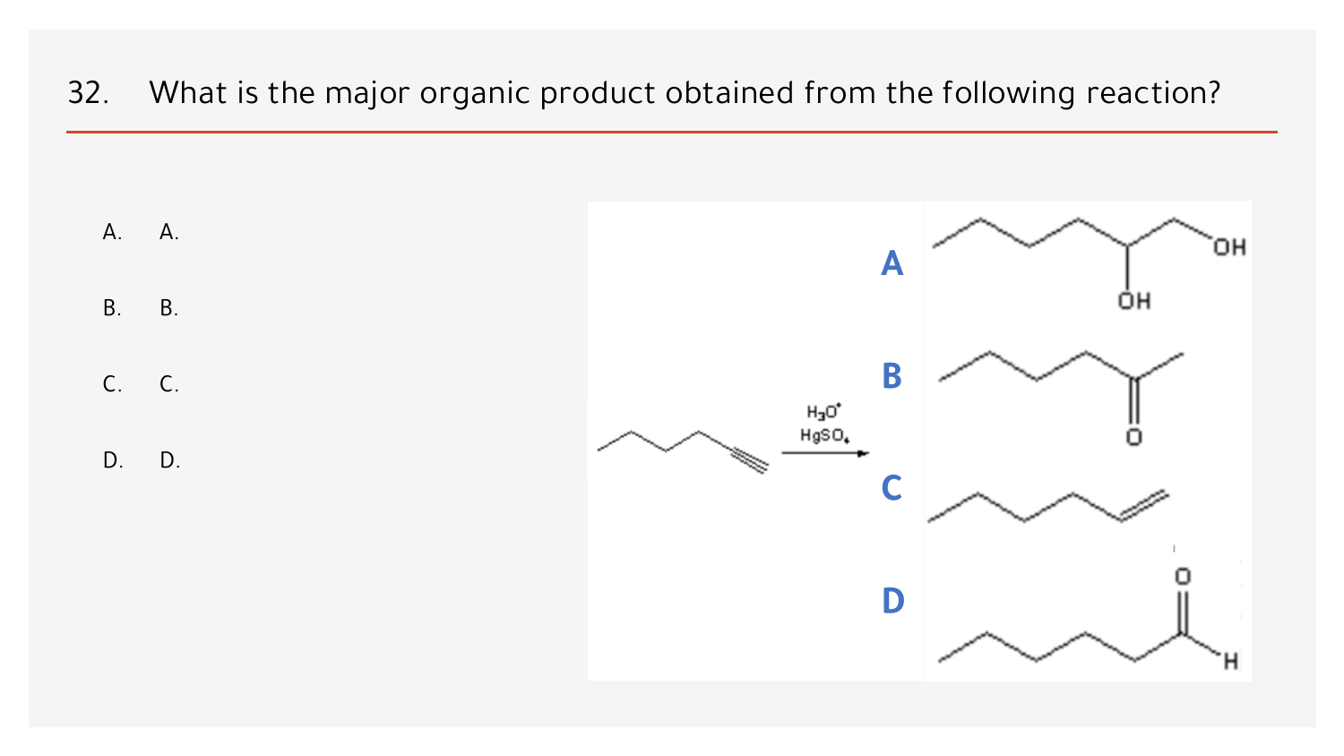32. What is the major organic product obtained from the following reaction?

A. A.

B. B.

C. C.

D. D.

$H_3O^+$

$HgSO_4$

A

OH

OH

B

O

C

D

O

H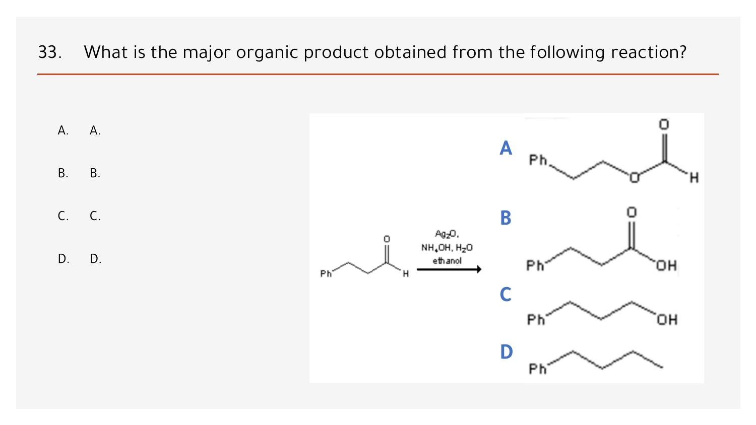33. What is the major organic product obtained from the following reaction?

A. A.

B. B.

C. C.

D. D.

Reaction: Ph–CH$_2$CH$_2$–CHO $\xrightarrow{Ag_2O,\ NH_4OH,\ H_2O,\ \text{ethanol}}$ ?

**A** Ph–CH$_2$CH$_2$–O–CHO

**B** Ph–CH$_2$CH$_2$–COOH

**C** Ph–CH$_2$CH$_2$CH$_2$–OH

**D** Ph–CH$_2$CH$_2$CH$_3$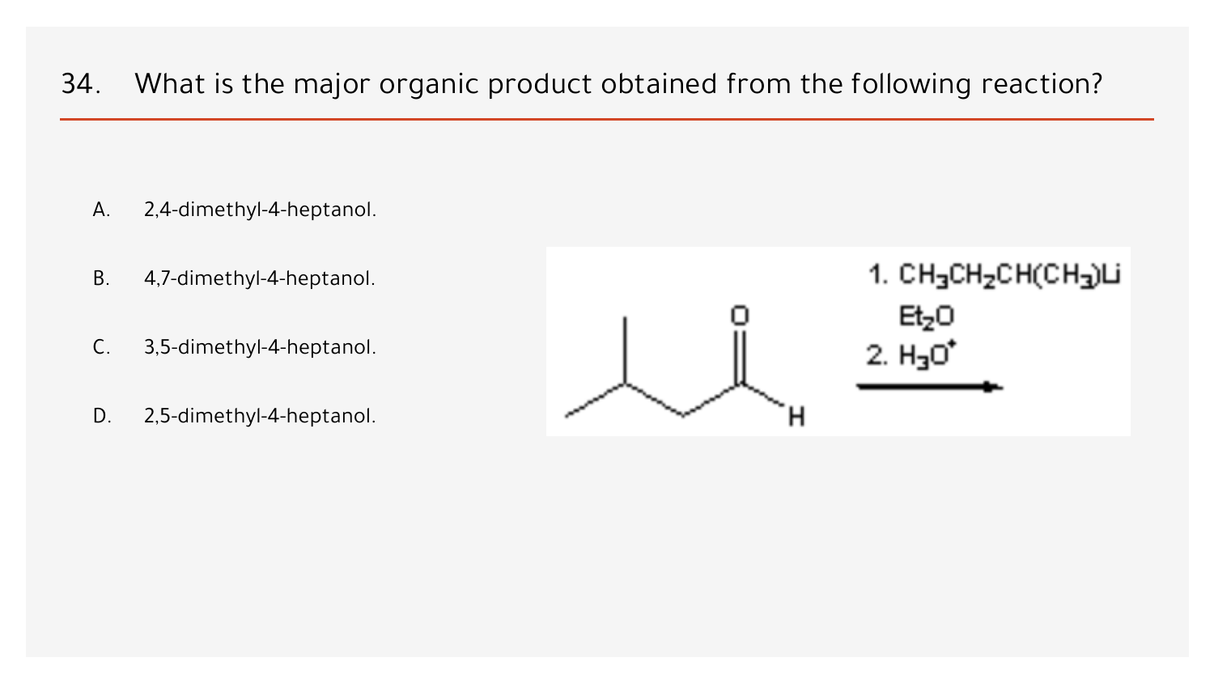## 34. What is the major organic product obtained from the following reaction?

A. 2,4-dimethyl-4-heptanol.

B. 4,7-dimethyl-4-heptanol.

C. 3,5-dimethyl-4-heptanol.

D. 2,5-dimethyl-4-heptanol.

1. $CH_3CH_2CH(CH_3)Li$
   $Et_2O$
2. $H_3O^+$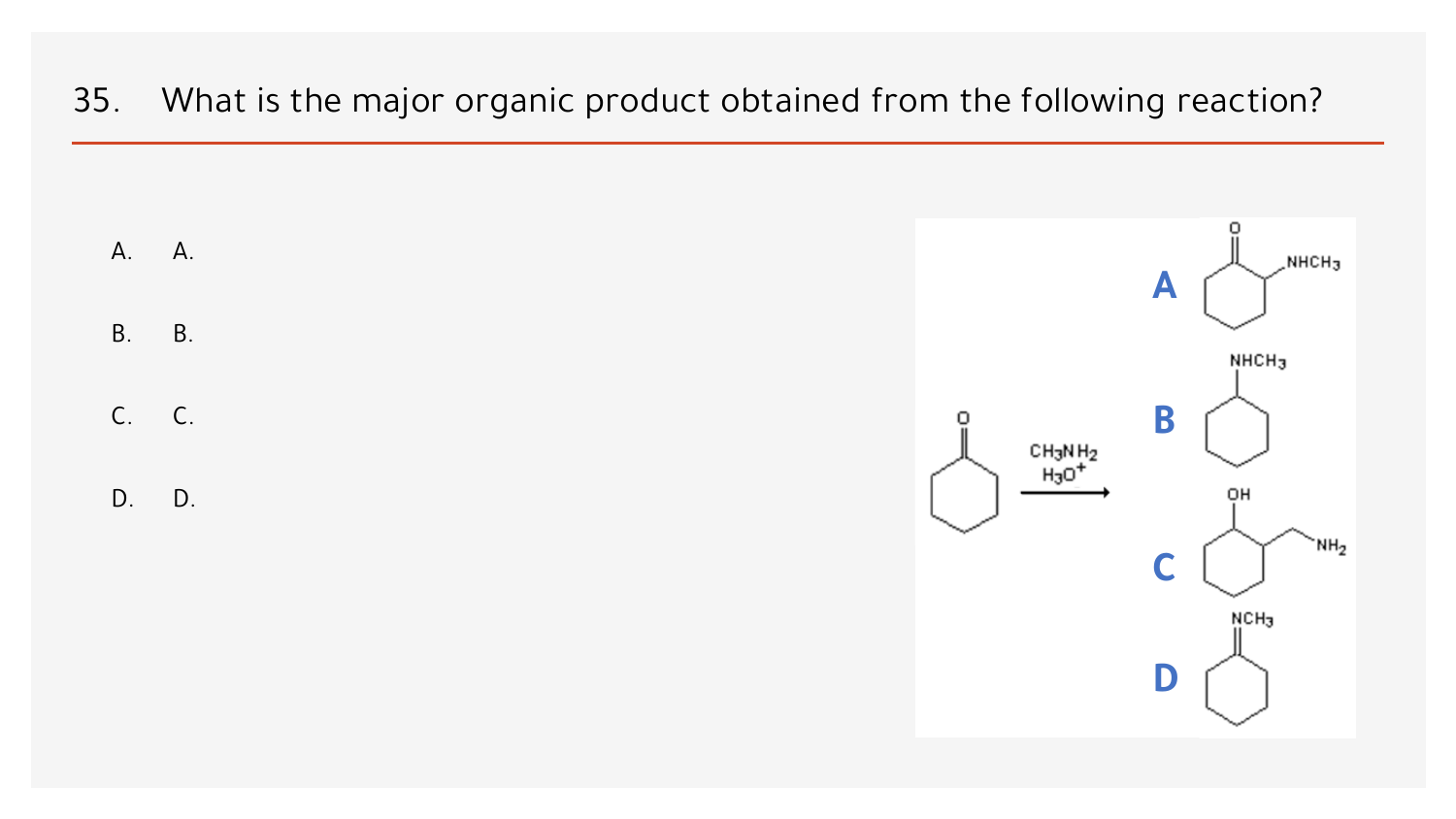35. What is the major organic product obtained from the following reaction?

A. A.

B. B.

C. C.

D. D.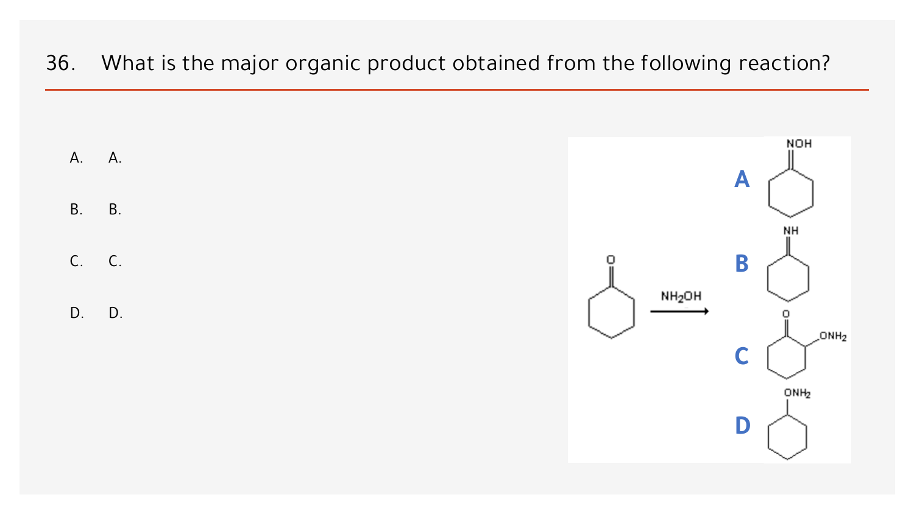36. What is the major organic product obtained from the following reaction?

A. A.

B. B.

C. C.

D. D.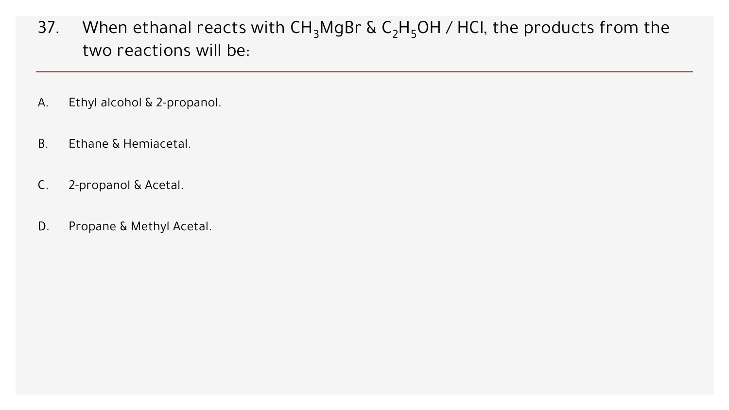37. When ethanal reacts with $CH_3MgBr$ & $C_2H_5OH$ / HCl, the products from the two reactions will be:

A. Ethyl alcohol & 2-propanol.

B. Ethane & Hemiacetal.

C. 2-propanol & Acetal.

D. Propane & Methyl Acetal.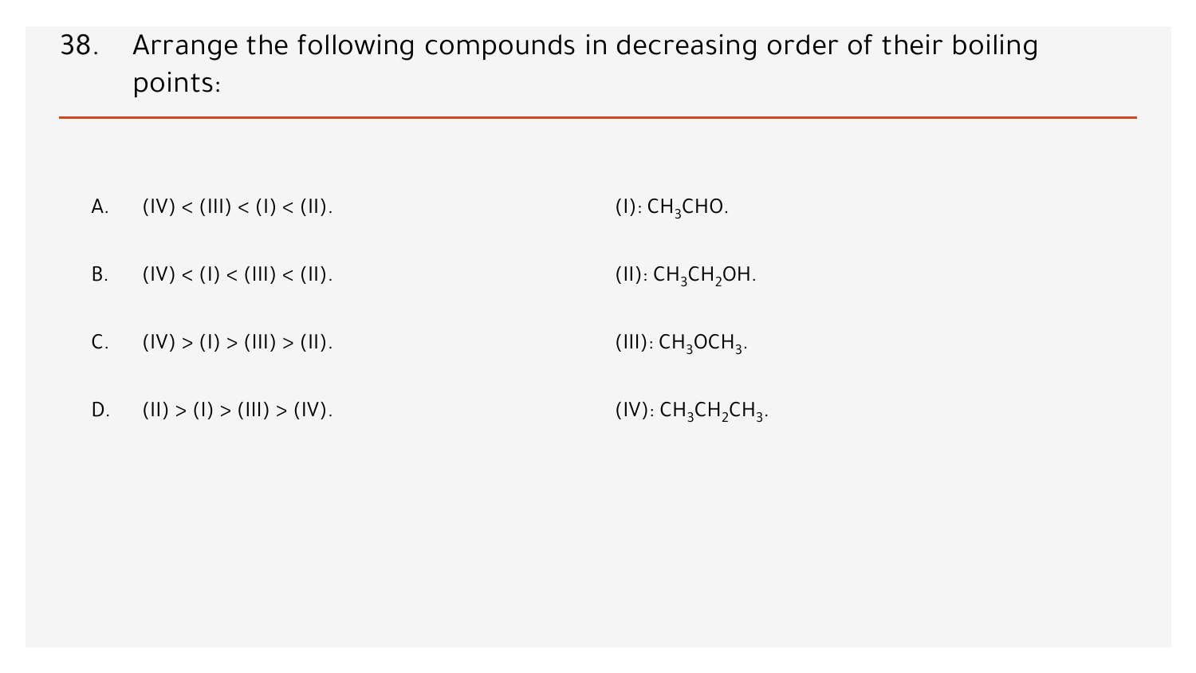38. Arrange the following compounds in decreasing order of their boiling points:

A. (IV) < (III) < (I) < (II).

B. (IV) < (I) < (III) < (II).

C. (IV) > (I) > (III) > (II).

D. (II) > (I) > (III) > (IV).

(I): $CH_3CHO$.

(II): $CH_3CH_2OH$.

(III): $CH_3OCH_3$.

(IV): $CH_3CH_2CH_3$.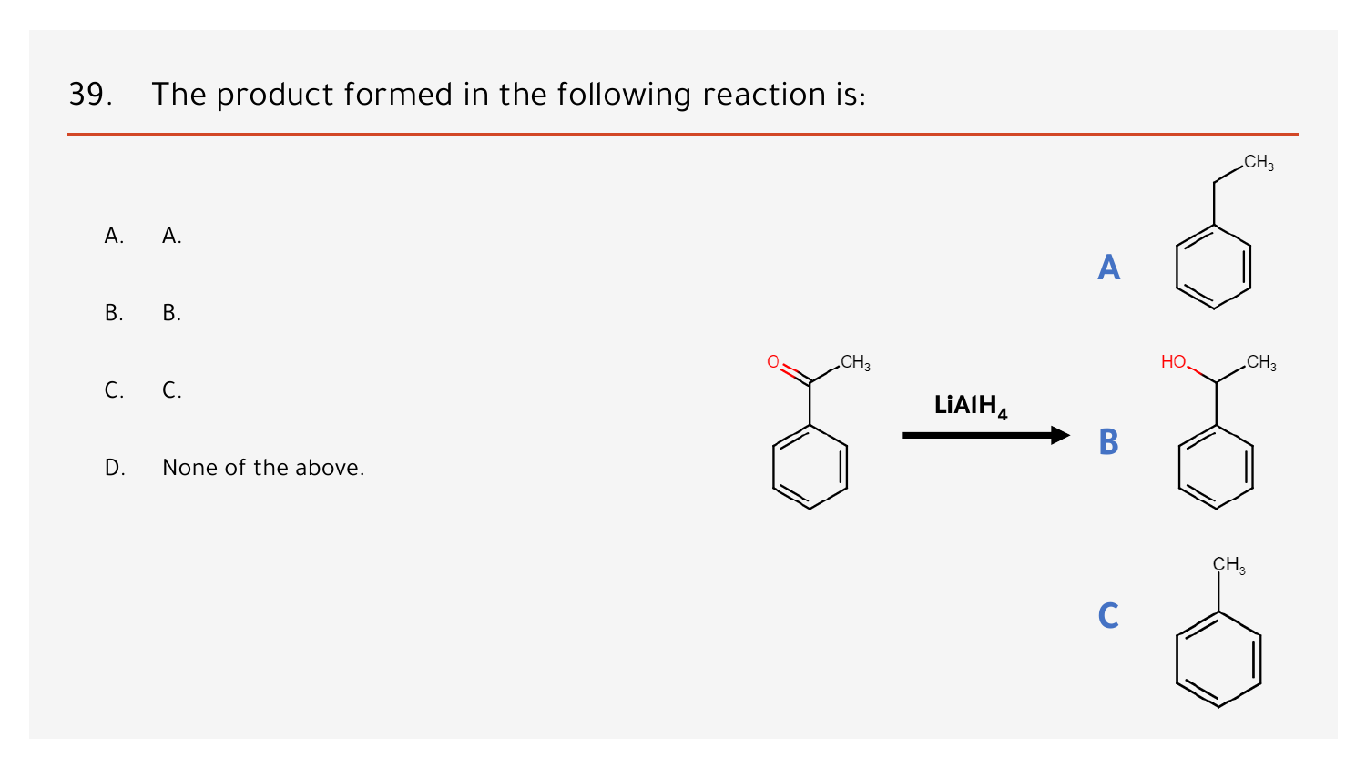## 39. The product formed in the following reaction is:

A. A.

B. B.

C. C.

D. None of the above.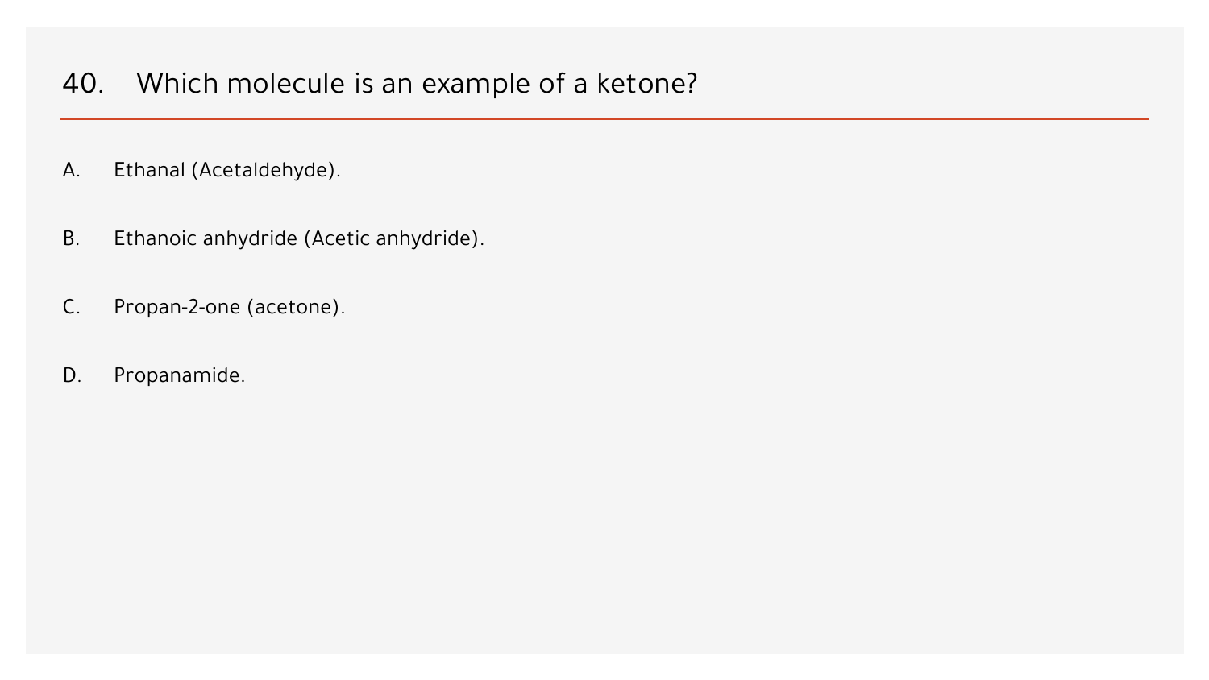## 40. Which molecule is an example of a ketone?

A. Ethanal (Acetaldehyde).

B. Ethanoic anhydride (Acetic anhydride).

C. Propan-2-one (acetone).

D. Propanamide.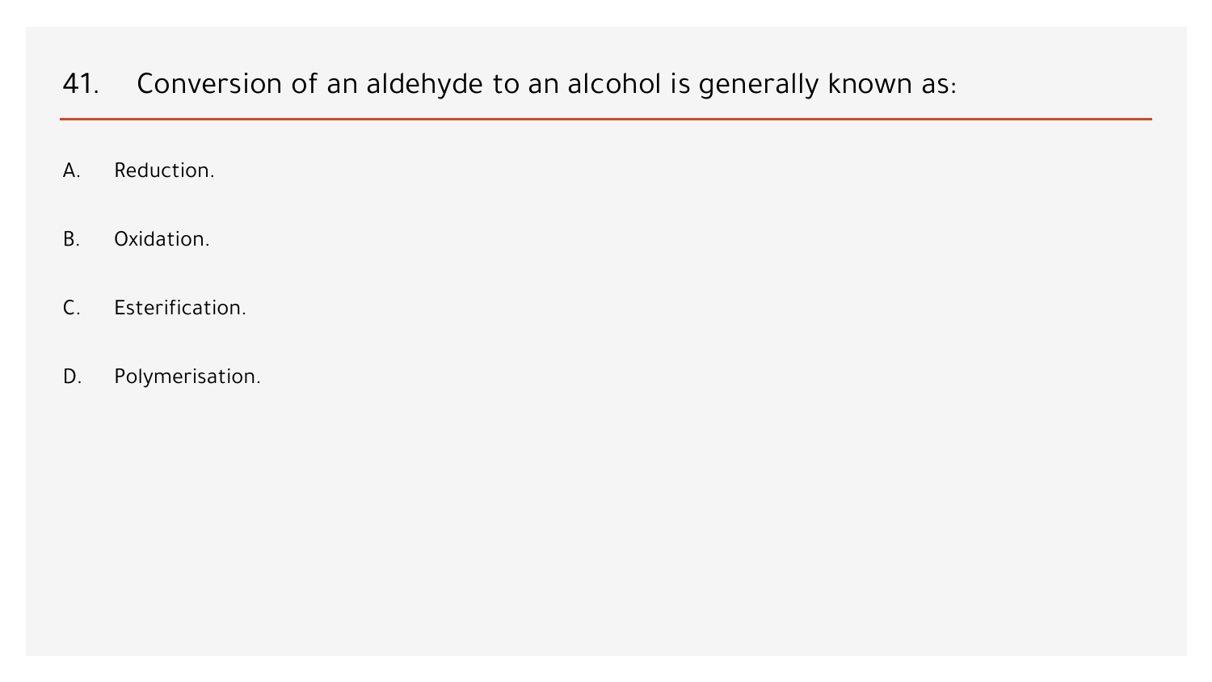## 41. Conversion of an aldehyde to an alcohol is generally known as:

A. Reduction.

B. Oxidation.

C. Esterification.

D. Polymerisation.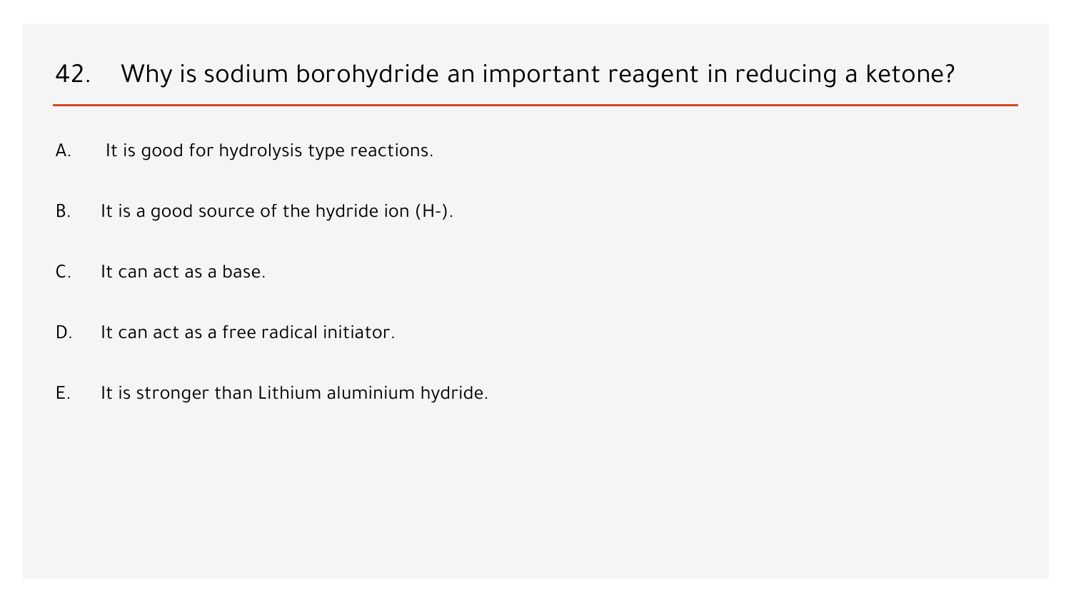## 42. Why is sodium borohydride an important reagent in reducing a ketone?

A. It is good for hydrolysis type reactions.

B. It is a good source of the hydride ion (H-).

C. It can act as a base.

D. It can act as a free radical initiator.

E. It is stronger than Lithium aluminium hydride.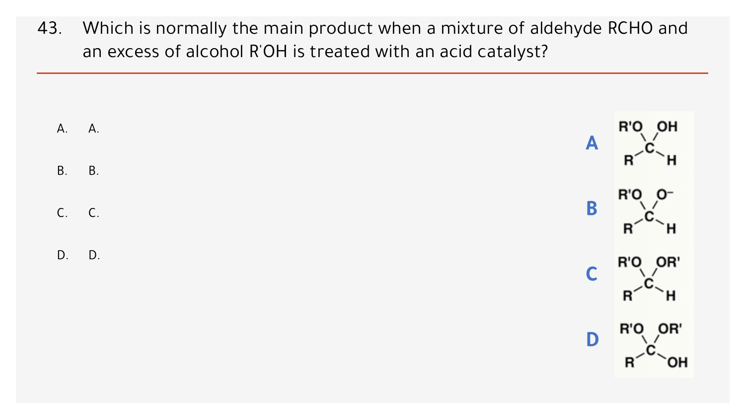43. Which is normally the main product when a mixture of aldehyde RCHO and an excess of alcohol R'OH is treated with an acid catalyst?

A. A.

B. B.

C. C.

D. D.

**A** R'O, OH, R, C, H

**B** R'O, $O^-$, R, C, H

**C** R'O, OR', R, C, H

**D** R'O, OR', R, C, OH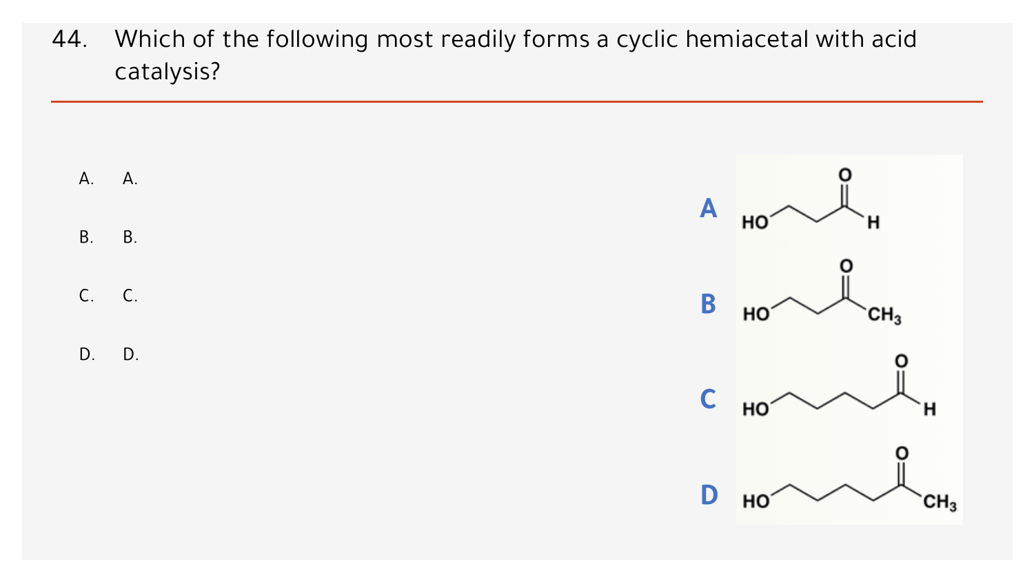44. Which of the following most readily forms a cyclic hemiacetal with acid catalysis?

A. A.

B. B.

C. C.

D. D.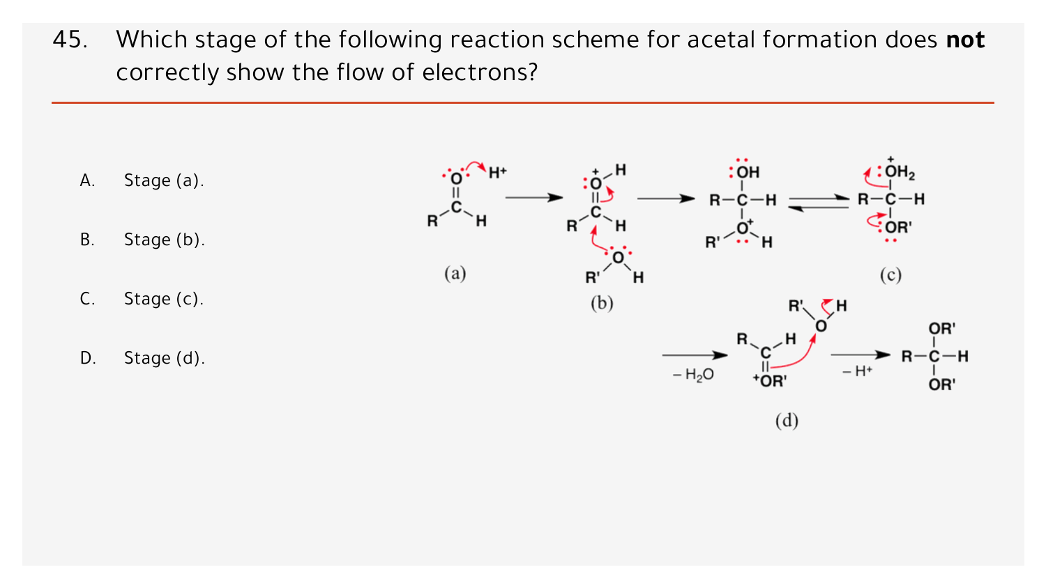45. Which stage of the following reaction scheme for acetal formation does **not** correctly show the flow of electrons?

A. Stage (a).

B. Stage (b).

C. Stage (c).

D. Stage (d).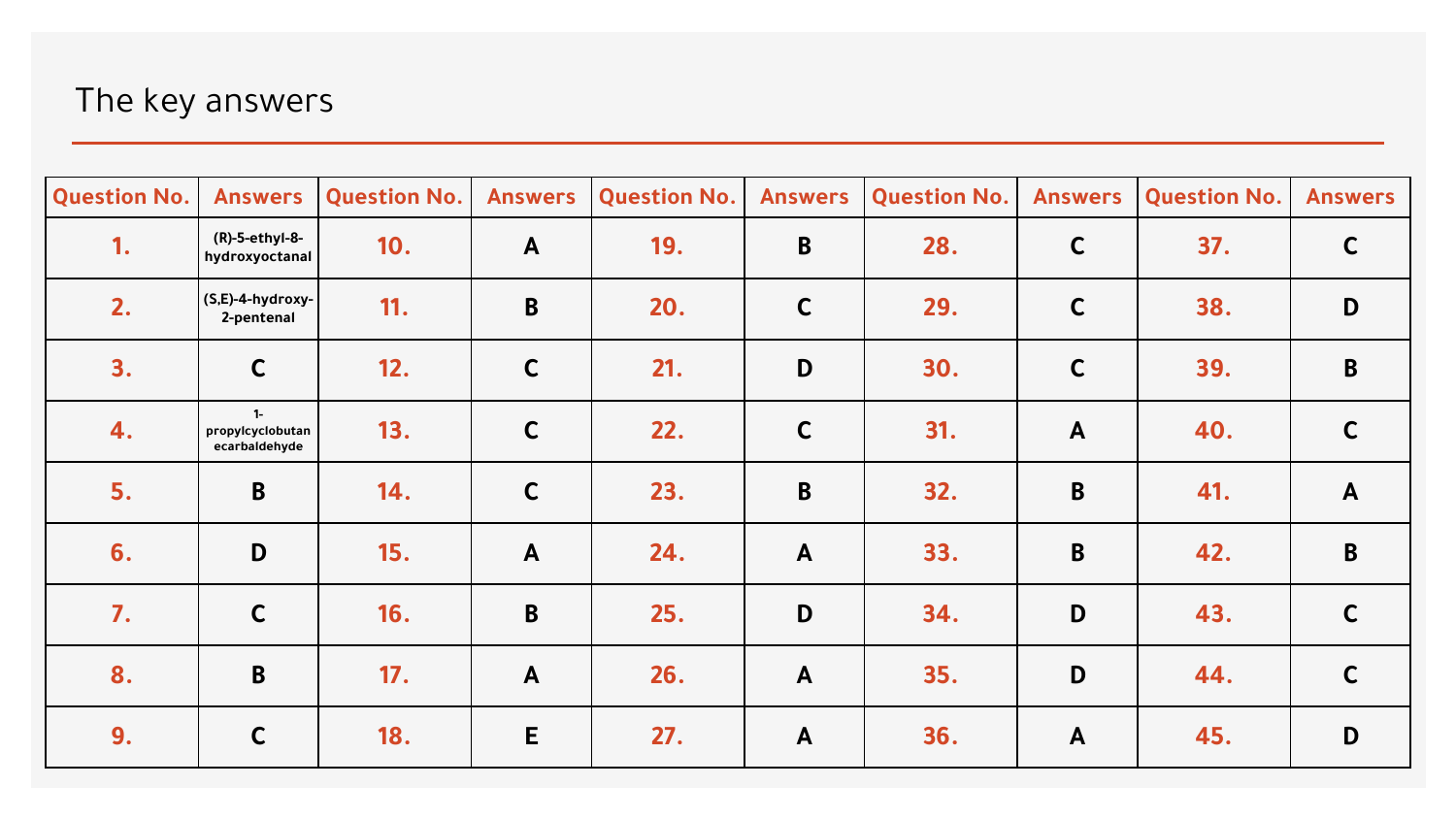# The key answers

| Question No. | Answers | Question No. | Answers | Question No. | Answers | Question No. | Answers | Question No. | Answers |
|---|---|---|---|---|---|---|---|---|---|
| 1. | (R)-5-ethyl-8-hydroxyoctanal | 10. | A | 19. | B | 28. | C | 37. | C |
| 2. | (S,E)-4-hydroxy-2-pentenal | 11. | B | 20. | C | 29. | C | 38. | D |
| 3. | C | 12. | C | 21. | D | 30. | C | 39. | B |
| 4. | 1-propylcyclobutanecarbaldehyde | 13. | C | 22. | C | 31. | A | 40. | C |
| 5. | B | 14. | C | 23. | B | 32. | B | 41. | A |
| 6. | D | 15. | A | 24. | A | 33. | B | 42. | B |
| 7. | C | 16. | B | 25. | D | 34. | D | 43. | C |
| 8. | B | 17. | A | 26. | A | 35. | D | 44. | C |
| 9. | C | 18. | E | 27. | A | 36. | A | 45. | D |